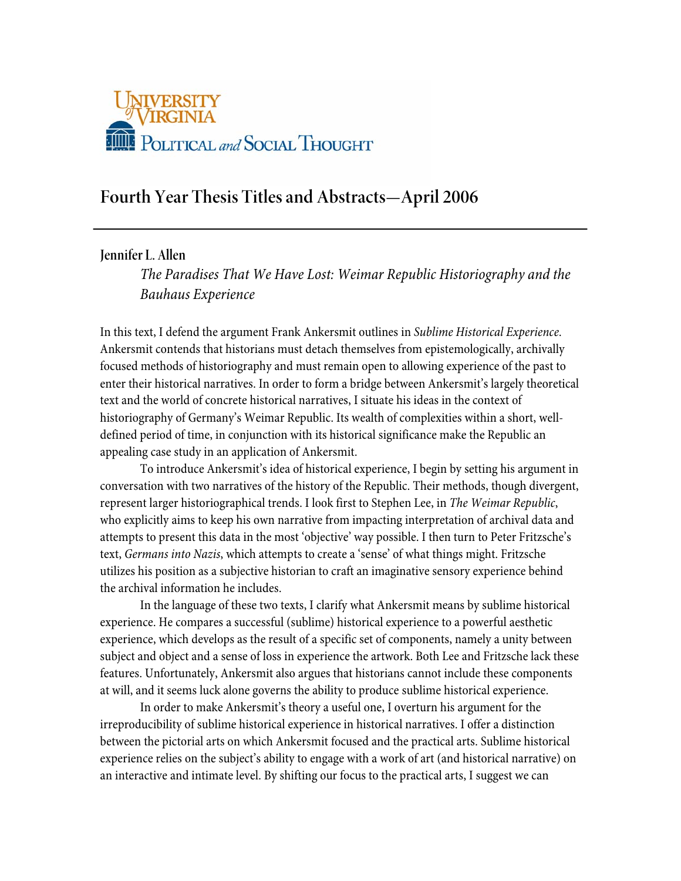University of Virginia
Political and Social Thought

# Fourth Year Thesis Titles and Abstracts—April 2006

---

**Jennifer L. Allen**

*The Paradises That We Have Lost: Weimar Republic Historiography and the Bauhaus Experience*

In this text, I defend the argument Frank Ankersmit outlines in *Sublime Historical Experience*. Ankersmit contends that historians must detach themselves from epistemologically, archivally focused methods of historiography and must remain open to allowing experience of the past to enter their historical narratives. In order to form a bridge between Ankersmit's largely theoretical text and the world of concrete historical narratives, I situate his ideas in the context of historiography of Germany's Weimar Republic. Its wealth of complexities within a short, well-defined period of time, in conjunction with its historical significance make the Republic an appealing case study in an application of Ankersmit.

To introduce Ankersmit's idea of historical experience, I begin by setting his argument in conversation with two narratives of the history of the Republic. Their methods, though divergent, represent larger historiographical trends. I look first to Stephen Lee, in *The Weimar Republic*, who explicitly aims to keep his own narrative from impacting interpretation of archival data and attempts to present this data in the most 'objective' way possible. I then turn to Peter Fritzsche's text, *Germans into Nazis*, which attempts to create a 'sense' of what things might. Fritzsche utilizes his position as a subjective historian to craft an imaginative sensory experience behind the archival information he includes.

In the language of these two texts, I clarify what Ankersmit means by sublime historical experience. He compares a successful (sublime) historical experience to a powerful aesthetic experience, which develops as the result of a specific set of components, namely a unity between subject and object and a sense of loss in experience the artwork. Both Lee and Fritzsche lack these features. Unfortunately, Ankersmit also argues that historians cannot include these components at will, and it seems luck alone governs the ability to produce sublime historical experience.

In order to make Ankersmit's theory a useful one, I overturn his argument for the irreproducibility of sublime historical experience in historical narratives. I offer a distinction between the pictorial arts on which Ankersmit focused and the practical arts. Sublime historical experience relies on the subject's ability to engage with a work of art (and historical narrative) on an interactive and intimate level. By shifting our focus to the practical arts, I suggest we can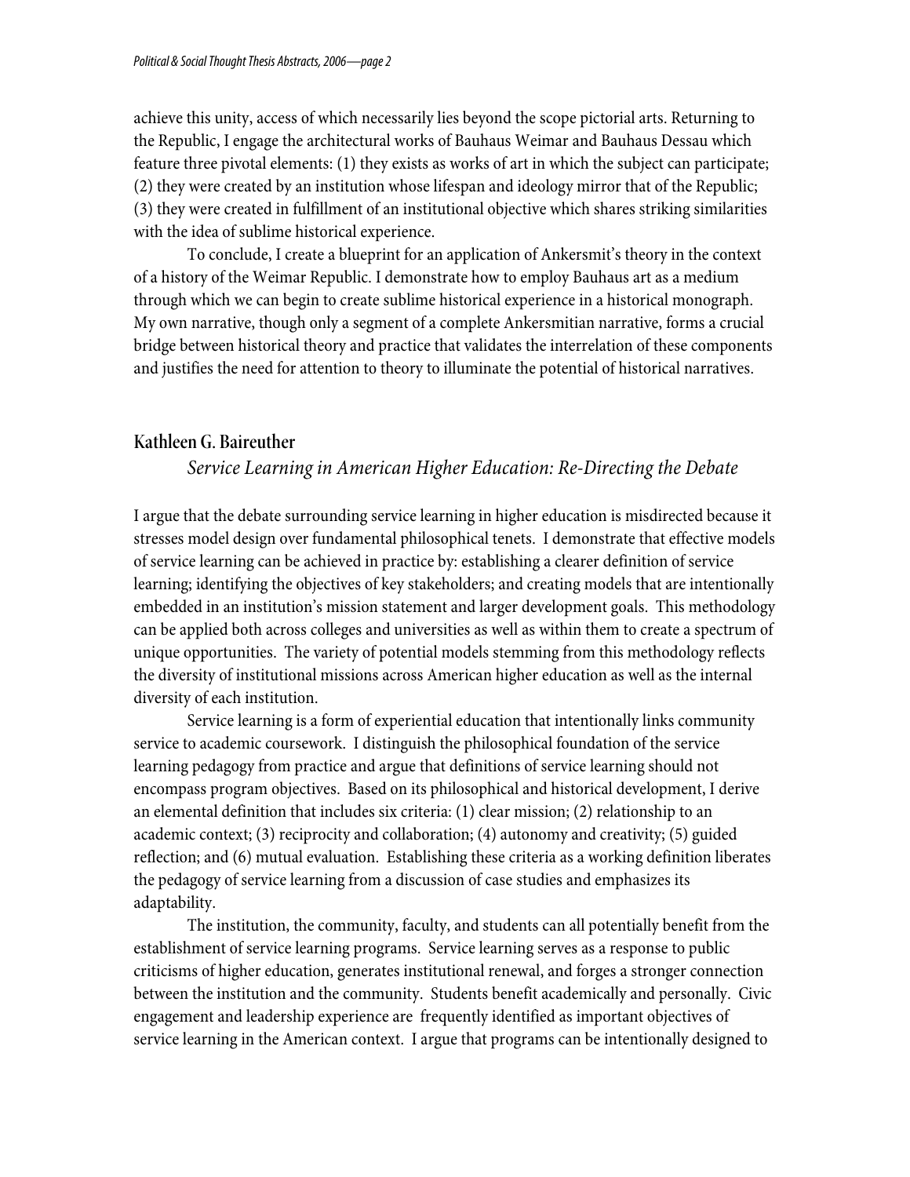achieve this unity, access of which necessarily lies beyond the scope pictorial arts. Returning to the Republic, I engage the architectural works of Bauhaus Weimar and Bauhaus Dessau which feature three pivotal elements: (1) they exists as works of art in which the subject can participate; (2) they were created by an institution whose lifespan and ideology mirror that of the Republic; (3) they were created in fulfillment of an institutional objective which shares striking similarities with the idea of sublime historical experience.

To conclude, I create a blueprint for an application of Ankersmit's theory in the context of a history of the Weimar Republic. I demonstrate how to employ Bauhaus art as a medium through which we can begin to create sublime historical experience in a historical monograph. My own narrative, though only a segment of a complete Ankersmitian narrative, forms a crucial bridge between historical theory and practice that validates the interrelation of these components and justifies the need for attention to theory to illuminate the potential of historical narratives.

## Kathleen G. Baireuther

### *Service Learning in American Higher Education: Re-Directing the Debate*

I argue that the debate surrounding service learning in higher education is misdirected because it stresses model design over fundamental philosophical tenets. I demonstrate that effective models of service learning can be achieved in practice by: establishing a clearer definition of service learning; identifying the objectives of key stakeholders; and creating models that are intentionally embedded in an institution's mission statement and larger development goals. This methodology can be applied both across colleges and universities as well as within them to create a spectrum of unique opportunities. The variety of potential models stemming from this methodology reflects the diversity of institutional missions across American higher education as well as the internal diversity of each institution.

Service learning is a form of experiential education that intentionally links community service to academic coursework. I distinguish the philosophical foundation of the service learning pedagogy from practice and argue that definitions of service learning should not encompass program objectives. Based on its philosophical and historical development, I derive an elemental definition that includes six criteria: (1) clear mission; (2) relationship to an academic context; (3) reciprocity and collaboration; (4) autonomy and creativity; (5) guided reflection; and (6) mutual evaluation. Establishing these criteria as a working definition liberates the pedagogy of service learning from a discussion of case studies and emphasizes its adaptability.

The institution, the community, faculty, and students can all potentially benefit from the establishment of service learning programs. Service learning serves as a response to public criticisms of higher education, generates institutional renewal, and forges a stronger connection between the institution and the community. Students benefit academically and personally. Civic engagement and leadership experience are frequently identified as important objectives of service learning in the American context. I argue that programs can be intentionally designed to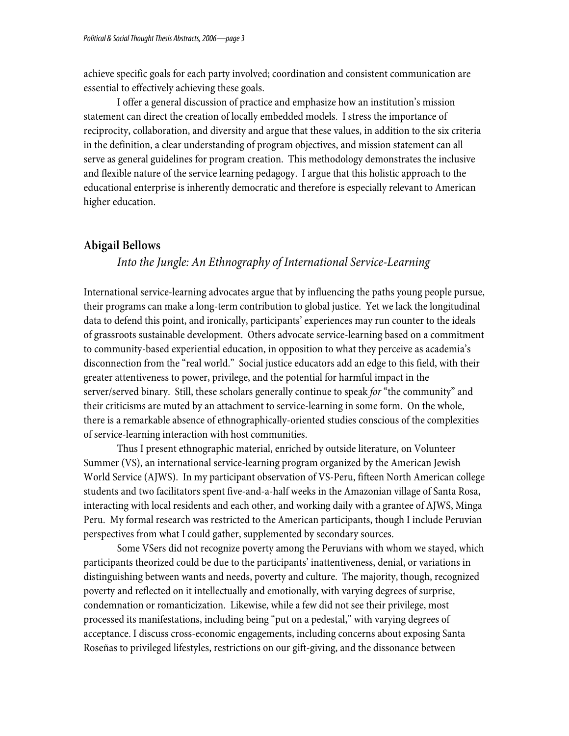achieve specific goals for each party involved; coordination and consistent communication are essential to effectively achieving these goals.

I offer a general discussion of practice and emphasize how an institution's mission statement can direct the creation of locally embedded models. I stress the importance of reciprocity, collaboration, and diversity and argue that these values, in addition to the six criteria in the definition, a clear understanding of program objectives, and mission statement can all serve as general guidelines for program creation. This methodology demonstrates the inclusive and flexible nature of the service learning pedagogy. I argue that this holistic approach to the educational enterprise is inherently democratic and therefore is especially relevant to American higher education.

## Abigail Bellows

### *Into the Jungle: An Ethnography of International Service-Learning*

International service-learning advocates argue that by influencing the paths young people pursue, their programs can make a long-term contribution to global justice. Yet we lack the longitudinal data to defend this point, and ironically, participants' experiences may run counter to the ideals of grassroots sustainable development. Others advocate service-learning based on a commitment to community-based experiential education, in opposition to what they perceive as academia's disconnection from the "real world." Social justice educators add an edge to this field, with their greater attentiveness to power, privilege, and the potential for harmful impact in the server/served binary. Still, these scholars generally continue to speak *for* "the community" and their criticisms are muted by an attachment to service-learning in some form. On the whole, there is a remarkable absence of ethnographically-oriented studies conscious of the complexities of service-learning interaction with host communities.

Thus I present ethnographic material, enriched by outside literature, on Volunteer Summer (VS), an international service-learning program organized by the American Jewish World Service (AJWS). In my participant observation of VS-Peru, fifteen North American college students and two facilitators spent five-and-a-half weeks in the Amazonian village of Santa Rosa, interacting with local residents and each other, and working daily with a grantee of AJWS, Minga Peru. My formal research was restricted to the American participants, though I include Peruvian perspectives from what I could gather, supplemented by secondary sources.

Some VSers did not recognize poverty among the Peruvians with whom we stayed, which participants theorized could be due to the participants' inattentiveness, denial, or variations in distinguishing between wants and needs, poverty and culture. The majority, though, recognized poverty and reflected on it intellectually and emotionally, with varying degrees of surprise, condemnation or romanticization. Likewise, while a few did not see their privilege, most processed its manifestations, including being "put on a pedestal," with varying degrees of acceptance. I discuss cross-economic engagements, including concerns about exposing Santa Roseñas to privileged lifestyles, restrictions on our gift-giving, and the dissonance between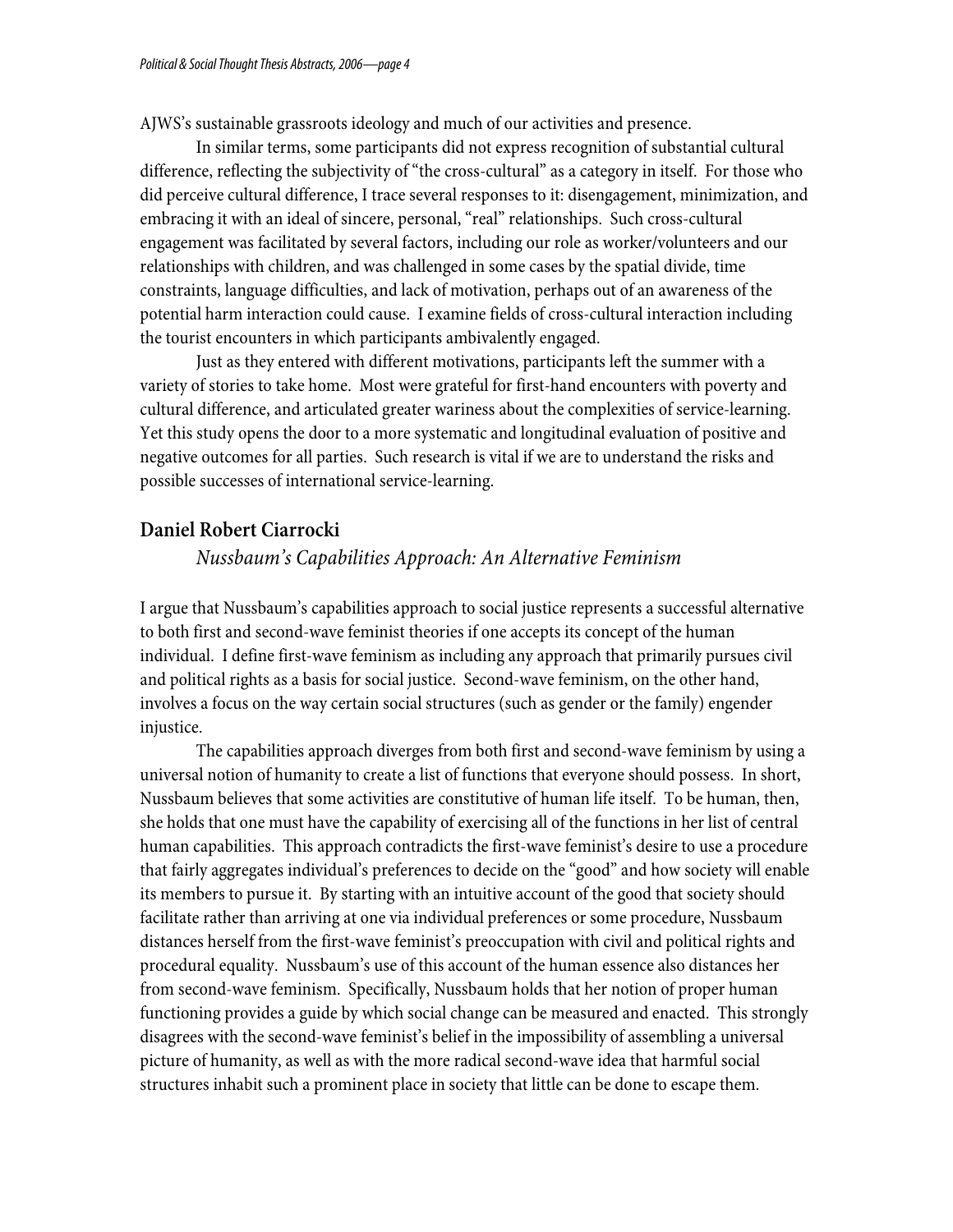AJWS's sustainable grassroots ideology and much of our activities and presence.

In similar terms, some participants did not express recognition of substantial cultural difference, reflecting the subjectivity of "the cross-cultural" as a category in itself. For those who did perceive cultural difference, I trace several responses to it: disengagement, minimization, and embracing it with an ideal of sincere, personal, "real" relationships. Such cross-cultural engagement was facilitated by several factors, including our role as worker/volunteers and our relationships with children, and was challenged in some cases by the spatial divide, time constraints, language difficulties, and lack of motivation, perhaps out of an awareness of the potential harm interaction could cause. I examine fields of cross-cultural interaction including the tourist encounters in which participants ambivalently engaged.

Just as they entered with different motivations, participants left the summer with a variety of stories to take home. Most were grateful for first-hand encounters with poverty and cultural difference, and articulated greater wariness about the complexities of service-learning. Yet this study opens the door to a more systematic and longitudinal evaluation of positive and negative outcomes for all parties. Such research is vital if we are to understand the risks and possible successes of international service-learning.

## Daniel Robert Ciarrocki

*Nussbaum's Capabilities Approach: An Alternative Feminism*

I argue that Nussbaum's capabilities approach to social justice represents a successful alternative to both first and second-wave feminist theories if one accepts its concept of the human individual. I define first-wave feminism as including any approach that primarily pursues civil and political rights as a basis for social justice. Second-wave feminism, on the other hand, involves a focus on the way certain social structures (such as gender or the family) engender injustice.

The capabilities approach diverges from both first and second-wave feminism by using a universal notion of humanity to create a list of functions that everyone should possess. In short, Nussbaum believes that some activities are constitutive of human life itself. To be human, then, she holds that one must have the capability of exercising all of the functions in her list of central human capabilities. This approach contradicts the first-wave feminist's desire to use a procedure that fairly aggregates individual's preferences to decide on the "good" and how society will enable its members to pursue it. By starting with an intuitive account of the good that society should facilitate rather than arriving at one via individual preferences or some procedure, Nussbaum distances herself from the first-wave feminist's preoccupation with civil and political rights and procedural equality. Nussbaum's use of this account of the human essence also distances her from second-wave feminism. Specifically, Nussbaum holds that her notion of proper human functioning provides a guide by which social change can be measured and enacted. This strongly disagrees with the second-wave feminist's belief in the impossibility of assembling a universal picture of humanity, as well as with the more radical second-wave idea that harmful social structures inhabit such a prominent place in society that little can be done to escape them.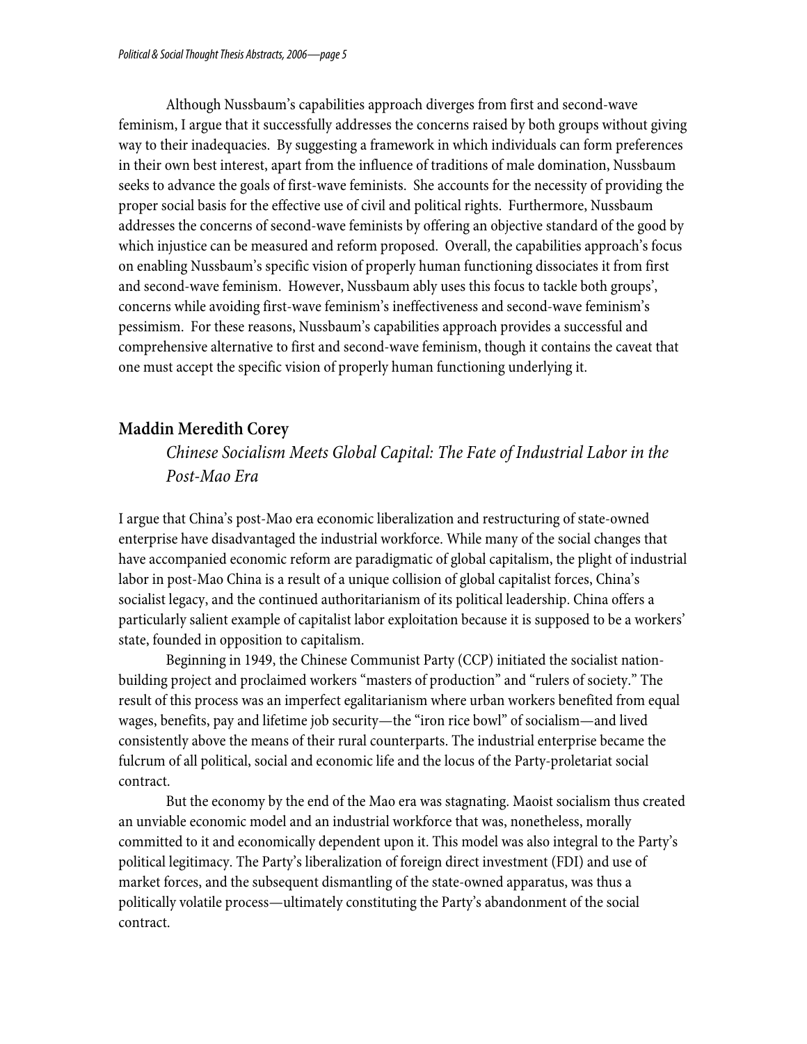Although Nussbaum's capabilities approach diverges from first and second-wave feminism, I argue that it successfully addresses the concerns raised by both groups without giving way to their inadequacies. By suggesting a framework in which individuals can form preferences in their own best interest, apart from the influence of traditions of male domination, Nussbaum seeks to advance the goals of first-wave feminists. She accounts for the necessity of providing the proper social basis for the effective use of civil and political rights. Furthermore, Nussbaum addresses the concerns of second-wave feminists by offering an objective standard of the good by which injustice can be measured and reform proposed. Overall, the capabilities approach's focus on enabling Nussbaum's specific vision of properly human functioning dissociates it from first and second-wave feminism. However, Nussbaum ably uses this focus to tackle both groups', concerns while avoiding first-wave feminism's ineffectiveness and second-wave feminism's pessimism. For these reasons, Nussbaum's capabilities approach provides a successful and comprehensive alternative to first and second-wave feminism, though it contains the caveat that one must accept the specific vision of properly human functioning underlying it.

## Maddin Meredith Corey

### *Chinese Socialism Meets Global Capital: The Fate of Industrial Labor in the Post-Mao Era*

I argue that China's post-Mao era economic liberalization and restructuring of state-owned enterprise have disadvantaged the industrial workforce. While many of the social changes that have accompanied economic reform are paradigmatic of global capitalism, the plight of industrial labor in post-Mao China is a result of a unique collision of global capitalist forces, China's socialist legacy, and the continued authoritarianism of its political leadership. China offers a particularly salient example of capitalist labor exploitation because it is supposed to be a workers' state, founded in opposition to capitalism.

Beginning in 1949, the Chinese Communist Party (CCP) initiated the socialist nation-building project and proclaimed workers "masters of production" and "rulers of society." The result of this process was an imperfect egalitarianism where urban workers benefited from equal wages, benefits, pay and lifetime job security—the "iron rice bowl" of socialism—and lived consistently above the means of their rural counterparts. The industrial enterprise became the fulcrum of all political, social and economic life and the locus of the Party-proletariat social contract.

But the economy by the end of the Mao era was stagnating. Maoist socialism thus created an unviable economic model and an industrial workforce that was, nonetheless, morally committed to it and economically dependent upon it. This model was also integral to the Party's political legitimacy. The Party's liberalization of foreign direct investment (FDI) and use of market forces, and the subsequent dismantling of the state-owned apparatus, was thus a politically volatile process—ultimately constituting the Party's abandonment of the social contract.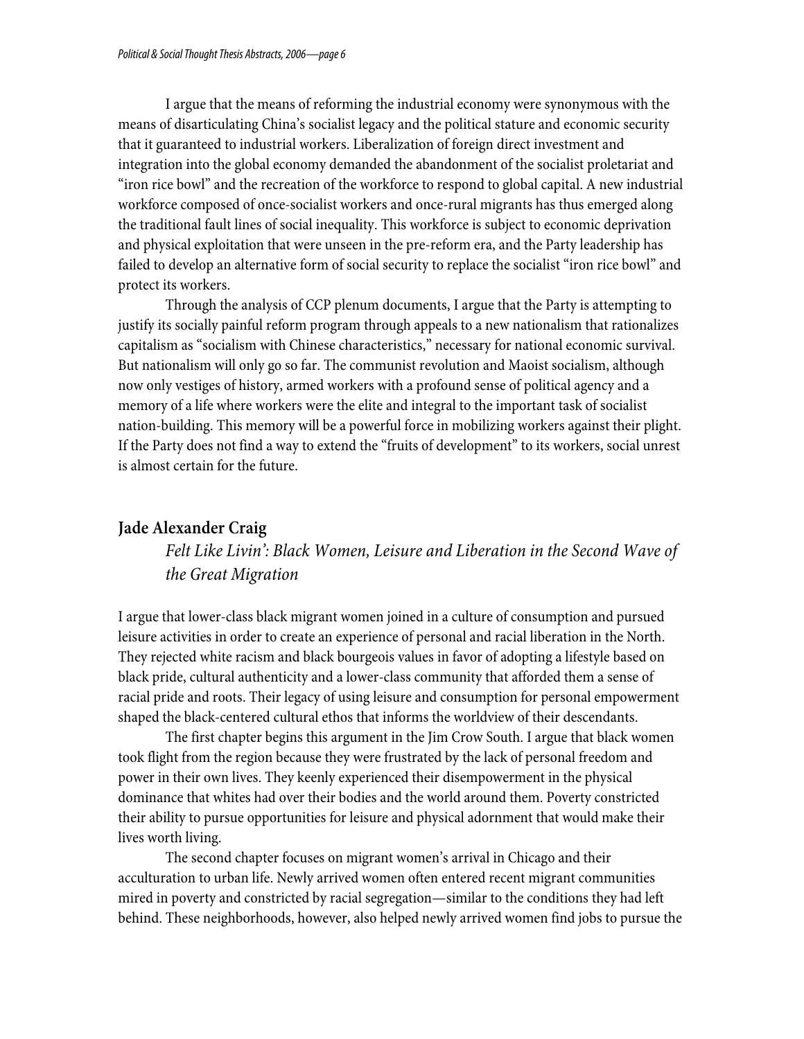I argue that the means of reforming the industrial economy were synonymous with the means of disarticulating China's socialist legacy and the political stature and economic security that it guaranteed to industrial workers. Liberalization of foreign direct investment and integration into the global economy demanded the abandonment of the socialist proletariat and "iron rice bowl" and the recreation of the workforce to respond to global capital. A new industrial workforce composed of once-socialist workers and once-rural migrants has thus emerged along the traditional fault lines of social inequality. This workforce is subject to economic deprivation and physical exploitation that were unseen in the pre-reform era, and the Party leadership has failed to develop an alternative form of social security to replace the socialist "iron rice bowl" and protect its workers.

Through the analysis of CCP plenum documents, I argue that the Party is attempting to justify its socially painful reform program through appeals to a new nationalism that rationalizes capitalism as "socialism with Chinese characteristics," necessary for national economic survival. But nationalism will only go so far. The communist revolution and Maoist socialism, although now only vestiges of history, armed workers with a profound sense of political agency and a memory of a life where workers were the elite and integral to the important task of socialist nation-building. This memory will be a powerful force in mobilizing workers against their plight. If the Party does not find a way to extend the "fruits of development" to its workers, social unrest is almost certain for the future.

## Jade Alexander Craig

*Felt Like Livin': Black Women, Leisure and Liberation in the Second Wave of the Great Migration*

I argue that lower-class black migrant women joined in a culture of consumption and pursued leisure activities in order to create an experience of personal and racial liberation in the North. They rejected white racism and black bourgeois values in favor of adopting a lifestyle based on black pride, cultural authenticity and a lower-class community that afforded them a sense of racial pride and roots. Their legacy of using leisure and consumption for personal empowerment shaped the black-centered cultural ethos that informs the worldview of their descendants.

The first chapter begins this argument in the Jim Crow South. I argue that black women took flight from the region because they were frustrated by the lack of personal freedom and power in their own lives. They keenly experienced their disempowerment in the physical dominance that whites had over their bodies and the world around them. Poverty constricted their ability to pursue opportunities for leisure and physical adornment that would make their lives worth living.

The second chapter focuses on migrant women's arrival in Chicago and their acculturation to urban life. Newly arrived women often entered recent migrant communities mired in poverty and constricted by racial segregation—similar to the conditions they had left behind. These neighborhoods, however, also helped newly arrived women find jobs to pursue the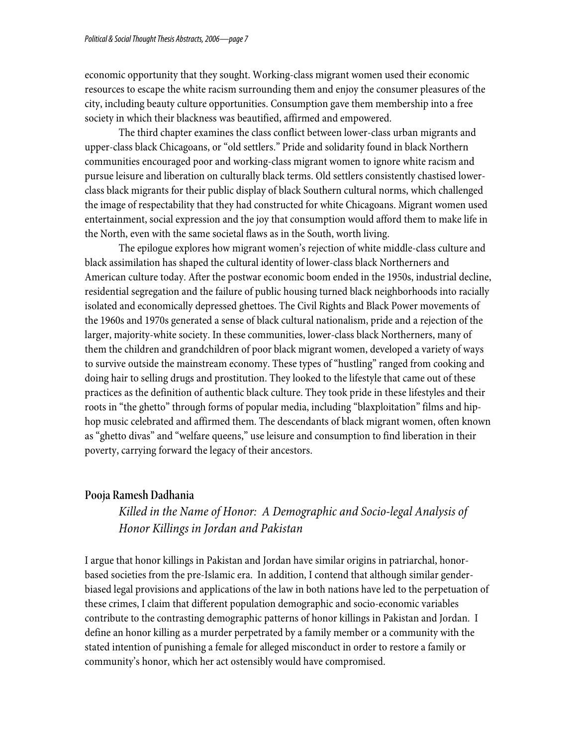economic opportunity that they sought. Working-class migrant women used their economic resources to escape the white racism surrounding them and enjoy the consumer pleasures of the city, including beauty culture opportunities. Consumption gave them membership into a free society in which their blackness was beautified, affirmed and empowered.

The third chapter examines the class conflict between lower-class urban migrants and upper-class black Chicagoans, or "old settlers." Pride and solidarity found in black Northern communities encouraged poor and working-class migrant women to ignore white racism and pursue leisure and liberation on culturally black terms. Old settlers consistently chastised lower-class black migrants for their public display of black Southern cultural norms, which challenged the image of respectability that they had constructed for white Chicagoans. Migrant women used entertainment, social expression and the joy that consumption would afford them to make life in the North, even with the same societal flaws as in the South, worth living.

The epilogue explores how migrant women's rejection of white middle-class culture and black assimilation has shaped the cultural identity of lower-class black Northerners and American culture today. After the postwar economic boom ended in the 1950s, industrial decline, residential segregation and the failure of public housing turned black neighborhoods into racially isolated and economically depressed ghettoes. The Civil Rights and Black Power movements of the 1960s and 1970s generated a sense of black cultural nationalism, pride and a rejection of the larger, majority-white society. In these communities, lower-class black Northerners, many of them the children and grandchildren of poor black migrant women, developed a variety of ways to survive outside the mainstream economy. These types of "hustling" ranged from cooking and doing hair to selling drugs and prostitution. They looked to the lifestyle that came out of these practices as the definition of authentic black culture. They took pride in these lifestyles and their roots in "the ghetto" through forms of popular media, including "blaxploitation" films and hip-hop music celebrated and affirmed them. The descendants of black migrant women, often known as "ghetto divas" and "welfare queens," use leisure and consumption to find liberation in their poverty, carrying forward the legacy of their ancestors.

## Pooja Ramesh Dadhania

### *Killed in the Name of Honor: A Demographic and Socio-legal Analysis of Honor Killings in Jordan and Pakistan*

I argue that honor killings in Pakistan and Jordan have similar origins in patriarchal, honor-based societies from the pre-Islamic era. In addition, I contend that although similar gender-biased legal provisions and applications of the law in both nations have led to the perpetuation of these crimes, I claim that different population demographic and socio-economic variables contribute to the contrasting demographic patterns of honor killings in Pakistan and Jordan. I define an honor killing as a murder perpetrated by a family member or a community with the stated intention of punishing a female for alleged misconduct in order to restore a family or community's honor, which her act ostensibly would have compromised.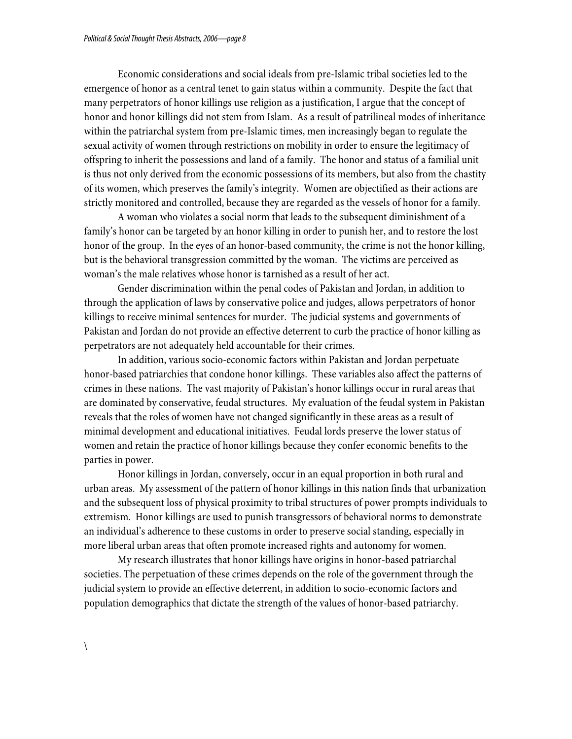Economic considerations and social ideals from pre-Islamic tribal societies led to the emergence of honor as a central tenet to gain status within a community. Despite the fact that many perpetrators of honor killings use religion as a justification, I argue that the concept of honor and honor killings did not stem from Islam. As a result of patrilineal modes of inheritance within the patriarchal system from pre-Islamic times, men increasingly began to regulate the sexual activity of women through restrictions on mobility in order to ensure the legitimacy of offspring to inherit the possessions and land of a family. The honor and status of a familial unit is thus not only derived from the economic possessions of its members, but also from the chastity of its women, which preserves the family's integrity. Women are objectified as their actions are strictly monitored and controlled, because they are regarded as the vessels of honor for a family.

A woman who violates a social norm that leads to the subsequent diminishment of a family's honor can be targeted by an honor killing in order to punish her, and to restore the lost honor of the group. In the eyes of an honor-based community, the crime is not the honor killing, but is the behavioral transgression committed by the woman. The victims are perceived as woman's the male relatives whose honor is tarnished as a result of her act.

Gender discrimination within the penal codes of Pakistan and Jordan, in addition to through the application of laws by conservative police and judges, allows perpetrators of honor killings to receive minimal sentences for murder. The judicial systems and governments of Pakistan and Jordan do not provide an effective deterrent to curb the practice of honor killing as perpetrators are not adequately held accountable for their crimes.

In addition, various socio-economic factors within Pakistan and Jordan perpetuate honor-based patriarchies that condone honor killings. These variables also affect the patterns of crimes in these nations. The vast majority of Pakistan's honor killings occur in rural areas that are dominated by conservative, feudal structures. My evaluation of the feudal system in Pakistan reveals that the roles of women have not changed significantly in these areas as a result of minimal development and educational initiatives. Feudal lords preserve the lower status of women and retain the practice of honor killings because they confer economic benefits to the parties in power.

Honor killings in Jordan, conversely, occur in an equal proportion in both rural and urban areas. My assessment of the pattern of honor killings in this nation finds that urbanization and the subsequent loss of physical proximity to tribal structures of power prompts individuals to extremism. Honor killings are used to punish transgressors of behavioral norms to demonstrate an individual's adherence to these customs in order to preserve social standing, especially in more liberal urban areas that often promote increased rights and autonomy for women.

My research illustrates that honor killings have origins in honor-based patriarchal societies. The perpetuation of these crimes depends on the role of the government through the judicial system to provide an effective deterrent, in addition to socio-economic factors and population demographics that dictate the strength of the values of honor-based patriarchy.

\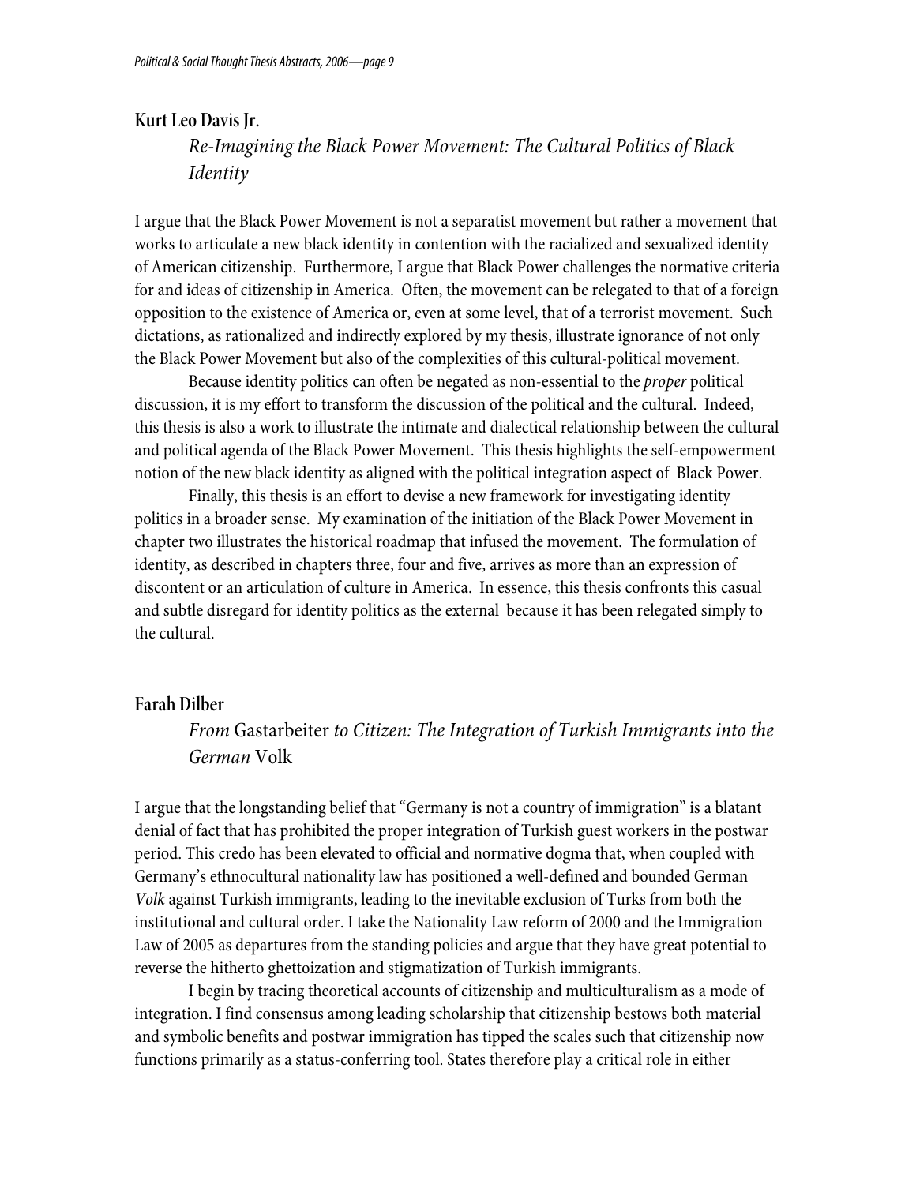### Kurt Leo Davis Jr.

*Re-Imagining the Black Power Movement: The Cultural Politics of Black Identity*

I argue that the Black Power Movement is not a separatist movement but rather a movement that works to articulate a new black identity in contention with the racialized and sexualized identity of American citizenship. Furthermore, I argue that Black Power challenges the normative criteria for and ideas of citizenship in America. Often, the movement can be relegated to that of a foreign opposition to the existence of America or, even at some level, that of a terrorist movement. Such dictations, as rationalized and indirectly explored by my thesis, illustrate ignorance of not only the Black Power Movement but also of the complexities of this cultural-political movement.

Because identity politics can often be negated as non-essential to the *proper* political discussion, it is my effort to transform the discussion of the political and the cultural. Indeed, this thesis is also a work to illustrate the intimate and dialectical relationship between the cultural and political agenda of the Black Power Movement. This thesis highlights the self-empowerment notion of the new black identity as aligned with the political integration aspect of Black Power.

Finally, this thesis is an effort to devise a new framework for investigating identity politics in a broader sense. My examination of the initiation of the Black Power Movement in chapter two illustrates the historical roadmap that infused the movement. The formulation of identity, as described in chapters three, four and five, arrives as more than an expression of discontent or an articulation of culture in America. In essence, this thesis confronts this casual and subtle disregard for identity politics as the external because it has been relegated simply to the cultural.

### Farah Dilber

*From* Gastarbeiter *to Citizen: The Integration of Turkish Immigrants into the German* Volk

I argue that the longstanding belief that "Germany is not a country of immigration" is a blatant denial of fact that has prohibited the proper integration of Turkish guest workers in the postwar period. This credo has been elevated to official and normative dogma that, when coupled with Germany's ethnocultural nationality law has positioned a well-defined and bounded German *Volk* against Turkish immigrants, leading to the inevitable exclusion of Turks from both the institutional and cultural order. I take the Nationality Law reform of 2000 and the Immigration Law of 2005 as departures from the standing policies and argue that they have great potential to reverse the hitherto ghettoization and stigmatization of Turkish immigrants.

I begin by tracing theoretical accounts of citizenship and multiculturalism as a mode of integration. I find consensus among leading scholarship that citizenship bestows both material and symbolic benefits and postwar immigration has tipped the scales such that citizenship now functions primarily as a status-conferring tool. States therefore play a critical role in either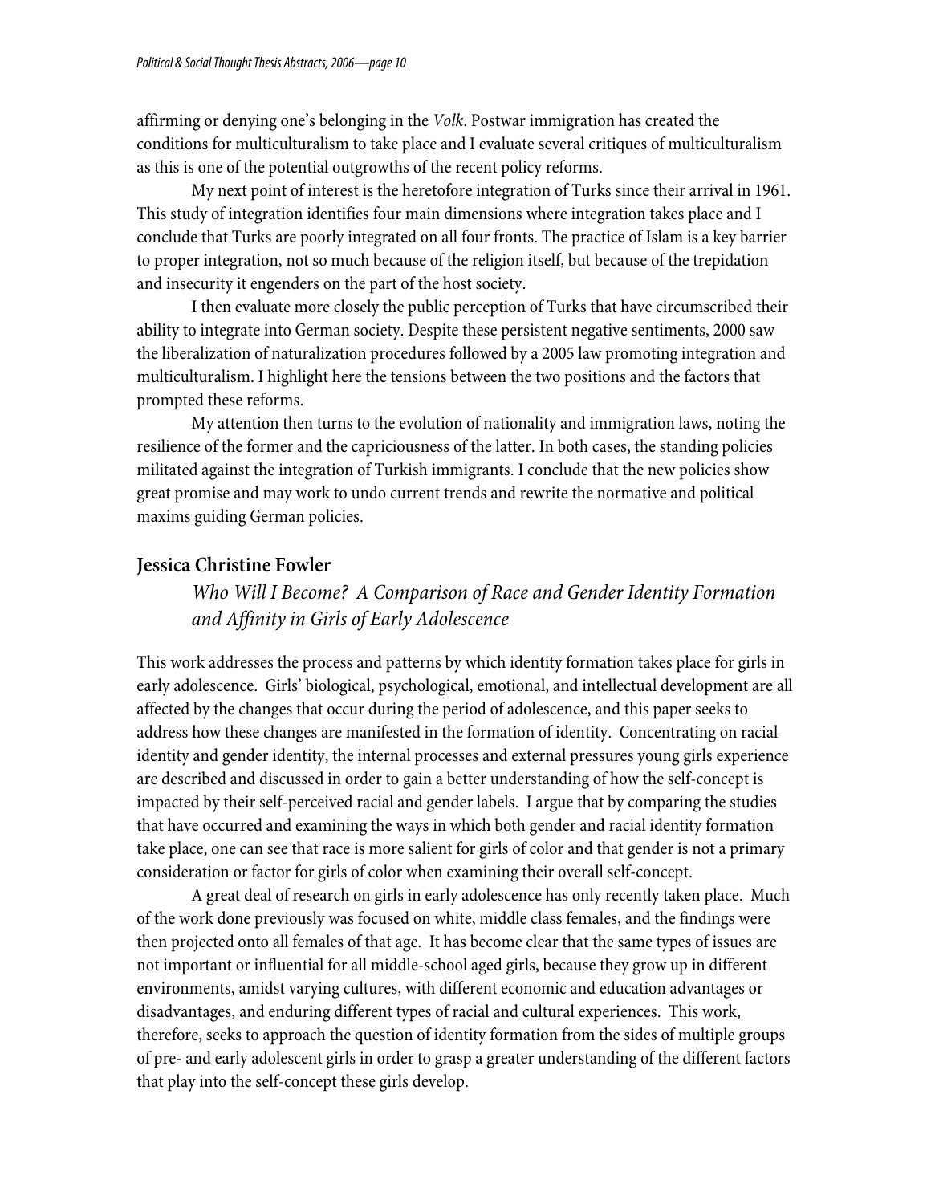affirming or denying one's belonging in the *Volk*. Postwar immigration has created the conditions for multiculturalism to take place and I evaluate several critiques of multiculturalism as this is one of the potential outgrowths of the recent policy reforms.

My next point of interest is the heretofore integration of Turks since their arrival in 1961. This study of integration identifies four main dimensions where integration takes place and I conclude that Turks are poorly integrated on all four fronts. The practice of Islam is a key barrier to proper integration, not so much because of the religion itself, but because of the trepidation and insecurity it engenders on the part of the host society.

I then evaluate more closely the public perception of Turks that have circumscribed their ability to integrate into German society. Despite these persistent negative sentiments, 2000 saw the liberalization of naturalization procedures followed by a 2005 law promoting integration and multiculturalism. I highlight here the tensions between the two positions and the factors that prompted these reforms.

My attention then turns to the evolution of nationality and immigration laws, noting the resilience of the former and the capriciousness of the latter. In both cases, the standing policies militated against the integration of Turkish immigrants. I conclude that the new policies show great promise and may work to undo current trends and rewrite the normative and political maxims guiding German policies.

## Jessica Christine Fowler

### *Who Will I Become? A Comparison of Race and Gender Identity Formation and Affinity in Girls of Early Adolescence*

This work addresses the process and patterns by which identity formation takes place for girls in early adolescence. Girls' biological, psychological, emotional, and intellectual development are all affected by the changes that occur during the period of adolescence, and this paper seeks to address how these changes are manifested in the formation of identity. Concentrating on racial identity and gender identity, the internal processes and external pressures young girls experience are described and discussed in order to gain a better understanding of how the self-concept is impacted by their self-perceived racial and gender labels. I argue that by comparing the studies that have occurred and examining the ways in which both gender and racial identity formation take place, one can see that race is more salient for girls of color and that gender is not a primary consideration or factor for girls of color when examining their overall self-concept.

A great deal of research on girls in early adolescence has only recently taken place. Much of the work done previously was focused on white, middle class females, and the findings were then projected onto all females of that age. It has become clear that the same types of issues are not important or influential for all middle-school aged girls, because they grow up in different environments, amidst varying cultures, with different economic and education advantages or disadvantages, and enduring different types of racial and cultural experiences. This work, therefore, seeks to approach the question of identity formation from the sides of multiple groups of pre- and early adolescent girls in order to grasp a greater understanding of the different factors that play into the self-concept these girls develop.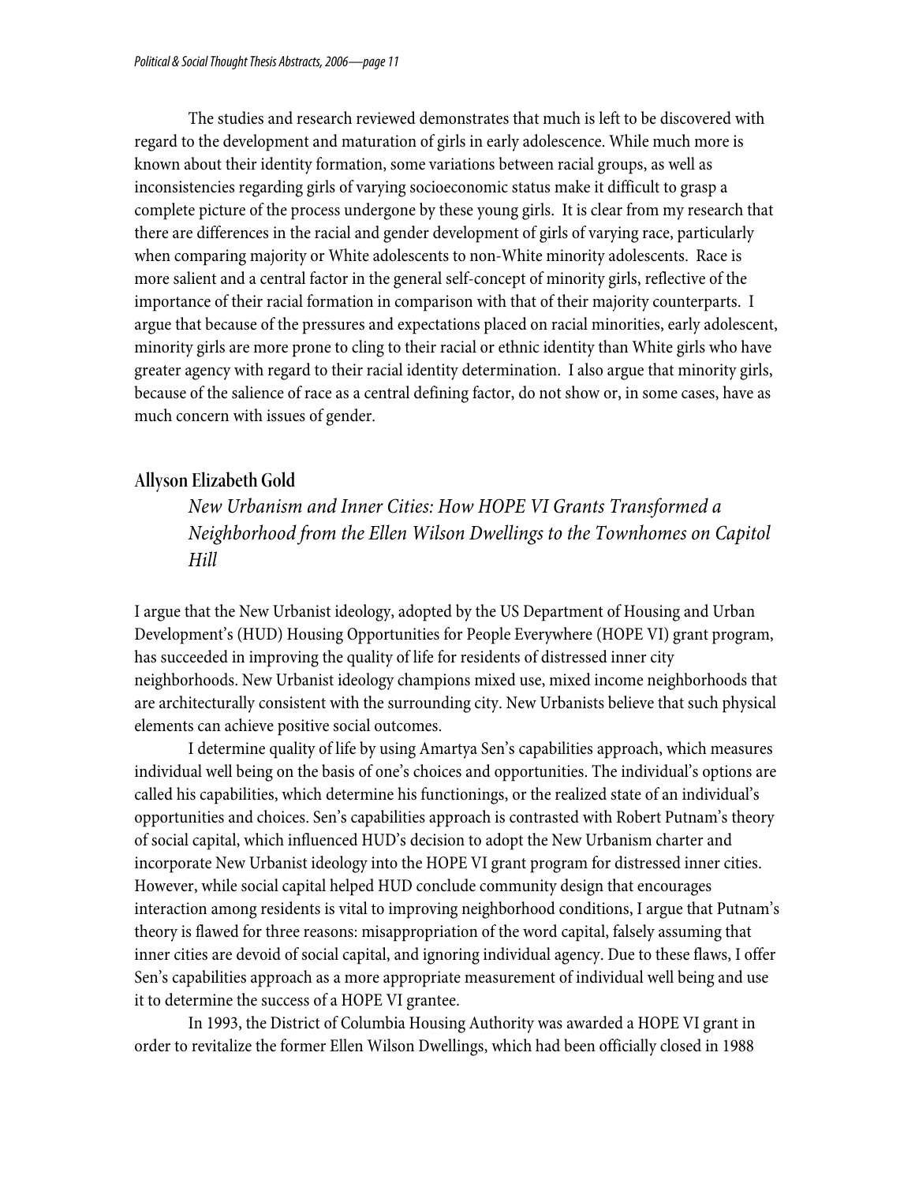The studies and research reviewed demonstrates that much is left to be discovered with regard to the development and maturation of girls in early adolescence. While much more is known about their identity formation, some variations between racial groups, as well as inconsistencies regarding girls of varying socioeconomic status make it difficult to grasp a complete picture of the process undergone by these young girls. It is clear from my research that there are differences in the racial and gender development of girls of varying race, particularly when comparing majority or White adolescents to non-White minority adolescents. Race is more salient and a central factor in the general self-concept of minority girls, reflective of the importance of their racial formation in comparison with that of their majority counterparts. I argue that because of the pressures and expectations placed on racial minorities, early adolescent, minority girls are more prone to cling to their racial or ethnic identity than White girls who have greater agency with regard to their racial identity determination. I also argue that minority girls, because of the salience of race as a central defining factor, do not show or, in some cases, have as much concern with issues of gender.

## Allyson Elizabeth Gold

*New Urbanism and Inner Cities: How HOPE VI Grants Transformed a Neighborhood from the Ellen Wilson Dwellings to the Townhomes on Capitol Hill*

I argue that the New Urbanist ideology, adopted by the US Department of Housing and Urban Development's (HUD) Housing Opportunities for People Everywhere (HOPE VI) grant program, has succeeded in improving the quality of life for residents of distressed inner city neighborhoods. New Urbanist ideology champions mixed use, mixed income neighborhoods that are architecturally consistent with the surrounding city. New Urbanists believe that such physical elements can achieve positive social outcomes.

I determine quality of life by using Amartya Sen's capabilities approach, which measures individual well being on the basis of one's choices and opportunities. The individual's options are called his capabilities, which determine his functionings, or the realized state of an individual's opportunities and choices. Sen's capabilities approach is contrasted with Robert Putnam's theory of social capital, which influenced HUD's decision to adopt the New Urbanism charter and incorporate New Urbanist ideology into the HOPE VI grant program for distressed inner cities. However, while social capital helped HUD conclude community design that encourages interaction among residents is vital to improving neighborhood conditions, I argue that Putnam's theory is flawed for three reasons: misappropriation of the word capital, falsely assuming that inner cities are devoid of social capital, and ignoring individual agency. Due to these flaws, I offer Sen's capabilities approach as a more appropriate measurement of individual well being and use it to determine the success of a HOPE VI grantee.

In 1993, the District of Columbia Housing Authority was awarded a HOPE VI grant in order to revitalize the former Ellen Wilson Dwellings, which had been officially closed in 1988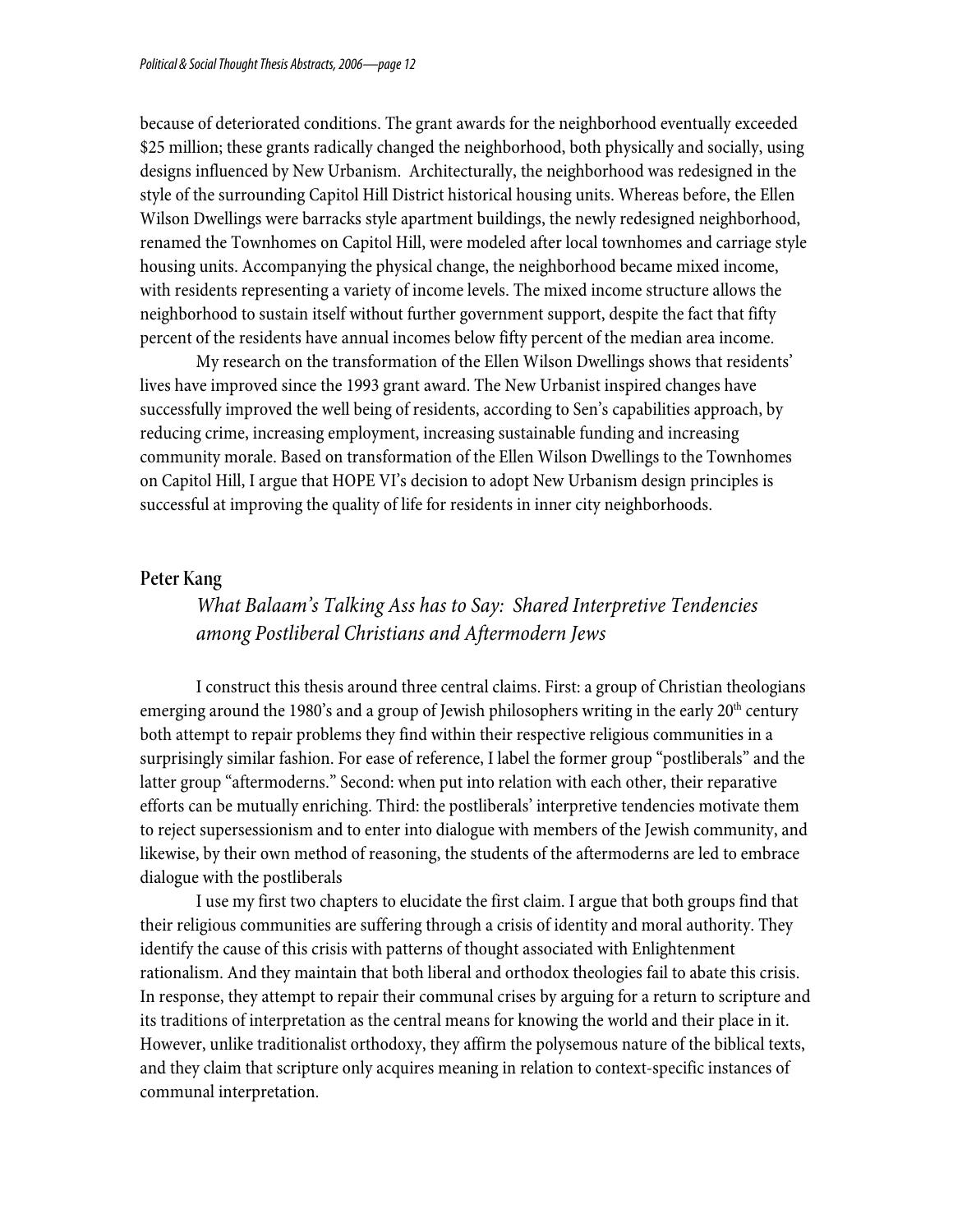because of deteriorated conditions. The grant awards for the neighborhood eventually exceeded $25 million; these grants radically changed the neighborhood, both physically and socially, using designs influenced by New Urbanism. Architecturally, the neighborhood was redesigned in the style of the surrounding Capitol Hill District historical housing units. Whereas before, the Ellen Wilson Dwellings were barracks style apartment buildings, the newly redesigned neighborhood, renamed the Townhomes on Capitol Hill, were modeled after local townhomes and carriage style housing units. Accompanying the physical change, the neighborhood became mixed income, with residents representing a variety of income levels. The mixed income structure allows the neighborhood to sustain itself without further government support, despite the fact that fifty percent of the residents have annual incomes below fifty percent of the median area income.

My research on the transformation of the Ellen Wilson Dwellings shows that residents' lives have improved since the 1993 grant award. The New Urbanist inspired changes have successfully improved the well being of residents, according to Sen's capabilities approach, by reducing crime, increasing employment, increasing sustainable funding and increasing community morale. Based on transformation of the Ellen Wilson Dwellings to the Townhomes on Capitol Hill, I argue that HOPE VI's decision to adopt New Urbanism design principles is successful at improving the quality of life for residents in inner city neighborhoods.

## Peter Kang

### *What Balaam's Talking Ass has to Say: Shared Interpretive Tendencies among Postliberal Christians and Aftermodern Jews*

I construct this thesis around three central claims. First: a group of Christian theologians emerging around the 1980's and a group of Jewish philosophers writing in the early 20th century both attempt to repair problems they find within their respective religious communities in a surprisingly similar fashion. For ease of reference, I label the former group "postliberals" and the latter group "aftermoderns." Second: when put into relation with each other, their reparative efforts can be mutually enriching. Third: the postliberals' interpretive tendencies motivate them to reject supersessionism and to enter into dialogue with members of the Jewish community, and likewise, by their own method of reasoning, the students of the aftermoderns are led to embrace dialogue with the postliberals

I use my first two chapters to elucidate the first claim. I argue that both groups find that their religious communities are suffering through a crisis of identity and moral authority. They identify the cause of this crisis with patterns of thought associated with Enlightenment rationalism. And they maintain that both liberal and orthodox theologies fail to abate this crisis. In response, they attempt to repair their communal crises by arguing for a return to scripture and its traditions of interpretation as the central means for knowing the world and their place in it. However, unlike traditionalist orthodoxy, they affirm the polysemous nature of the biblical texts, and they claim that scripture only acquires meaning in relation to context-specific instances of communal interpretation.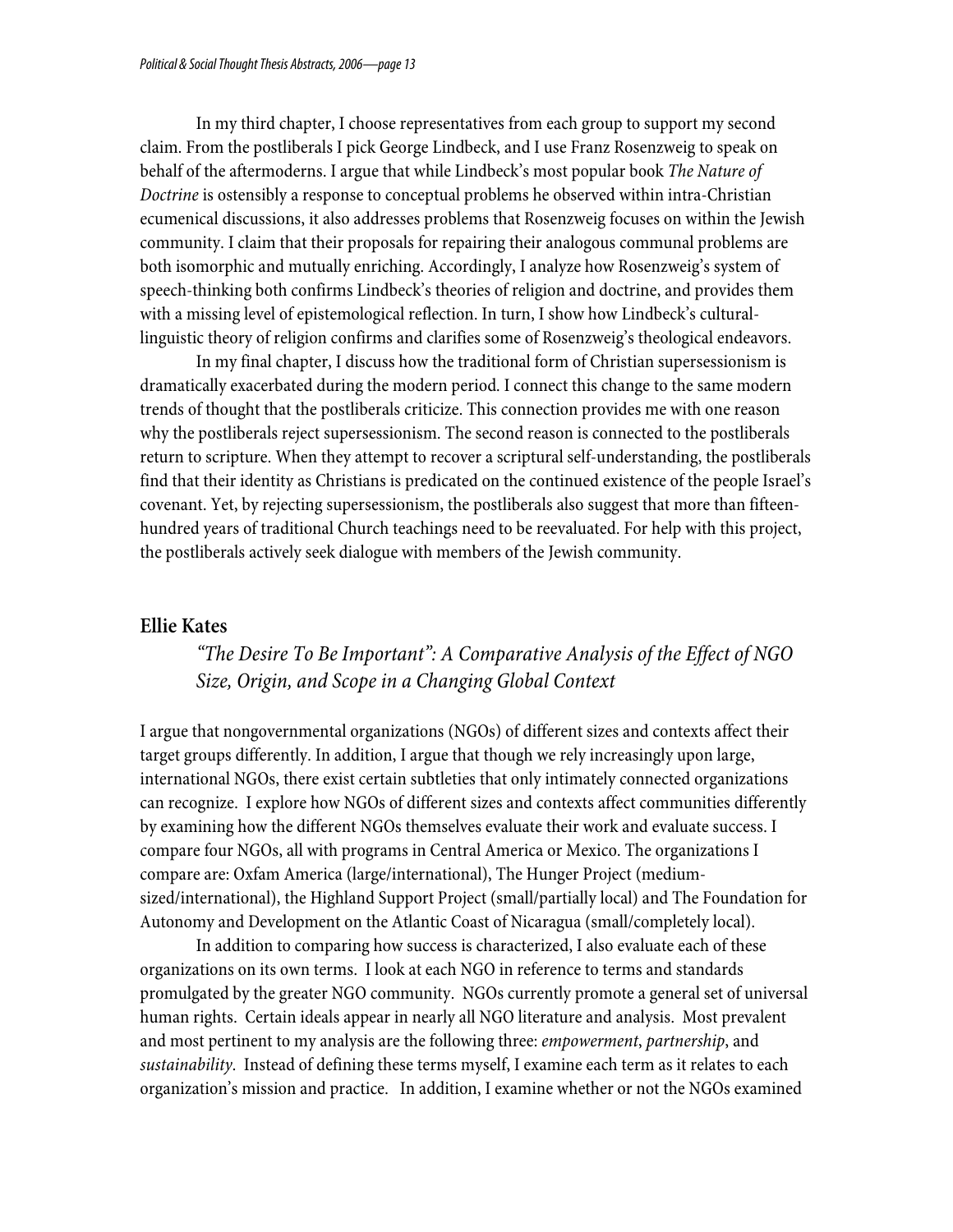In my third chapter, I choose representatives from each group to support my second claim. From the postliberals I pick George Lindbeck, and I use Franz Rosenzweig to speak on behalf of the aftermoderns. I argue that while Lindbeck's most popular book *The Nature of Doctrine* is ostensibly a response to conceptual problems he observed within intra-Christian ecumenical discussions, it also addresses problems that Rosenzweig focuses on within the Jewish community. I claim that their proposals for repairing their analogous communal problems are both isomorphic and mutually enriching. Accordingly, I analyze how Rosenzweig's system of speech-thinking both confirms Lindbeck's theories of religion and doctrine, and provides them with a missing level of epistemological reflection. In turn, I show how Lindbeck's cultural-linguistic theory of religion confirms and clarifies some of Rosenzweig's theological endeavors.

In my final chapter, I discuss how the traditional form of Christian supersessionism is dramatically exacerbated during the modern period. I connect this change to the same modern trends of thought that the postliberals criticize. This connection provides me with one reason why the postliberals reject supersessionism. The second reason is connected to the postliberals return to scripture. When they attempt to recover a scriptural self-understanding, the postliberals find that their identity as Christians is predicated on the continued existence of the people Israel's covenant. Yet, by rejecting supersessionism, the postliberals also suggest that more than fifteen-hundred years of traditional Church teachings need to be reevaluated. For help with this project, the postliberals actively seek dialogue with members of the Jewish community.

## Ellie Kates

### *"The Desire To Be Important": A Comparative Analysis of the Effect of NGO Size, Origin, and Scope in a Changing Global Context*

I argue that nongovernmental organizations (NGOs) of different sizes and contexts affect their target groups differently. In addition, I argue that though we rely increasingly upon large, international NGOs, there exist certain subtleties that only intimately connected organizations can recognize. I explore how NGOs of different sizes and contexts affect communities differently by examining how the different NGOs themselves evaluate their work and evaluate success. I compare four NGOs, all with programs in Central America or Mexico. The organizations I compare are: Oxfam America (large/international), The Hunger Project (medium-sized/international), the Highland Support Project (small/partially local) and The Foundation for Autonomy and Development on the Atlantic Coast of Nicaragua (small/completely local).

In addition to comparing how success is characterized, I also evaluate each of these organizations on its own terms. I look at each NGO in reference to terms and standards promulgated by the greater NGO community. NGOs currently promote a general set of universal human rights. Certain ideals appear in nearly all NGO literature and analysis. Most prevalent and most pertinent to my analysis are the following three: *empowerment*, *partnership*, and *sustainability*. Instead of defining these terms myself, I examine each term as it relates to each organization's mission and practice. In addition, I examine whether or not the NGOs examined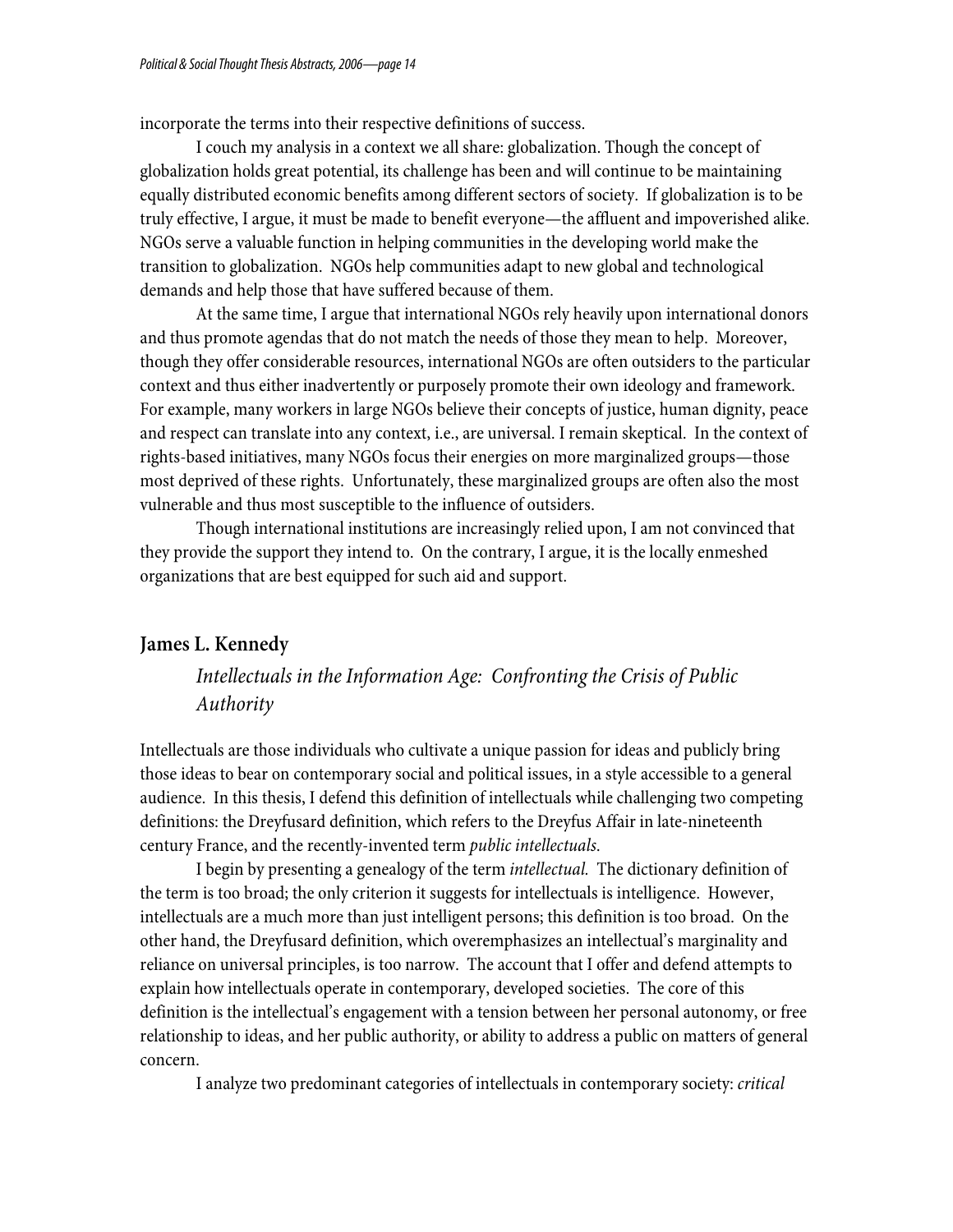incorporate the terms into their respective definitions of success.

I couch my analysis in a context we all share: globalization. Though the concept of globalization holds great potential, its challenge has been and will continue to be maintaining equally distributed economic benefits among different sectors of society. If globalization is to be truly effective, I argue, it must be made to benefit everyone—the affluent and impoverished alike. NGOs serve a valuable function in helping communities in the developing world make the transition to globalization. NGOs help communities adapt to new global and technological demands and help those that have suffered because of them.

At the same time, I argue that international NGOs rely heavily upon international donors and thus promote agendas that do not match the needs of those they mean to help. Moreover, though they offer considerable resources, international NGOs are often outsiders to the particular context and thus either inadvertently or purposely promote their own ideology and framework. For example, many workers in large NGOs believe their concepts of justice, human dignity, peace and respect can translate into any context, i.e., are universal. I remain skeptical. In the context of rights-based initiatives, many NGOs focus their energies on more marginalized groups—those most deprived of these rights. Unfortunately, these marginalized groups are often also the most vulnerable and thus most susceptible to the influence of outsiders.

Though international institutions are increasingly relied upon, I am not convinced that they provide the support they intend to. On the contrary, I argue, it is the locally enmeshed organizations that are best equipped for such aid and support.

## James L. Kennedy

### *Intellectuals in the Information Age: Confronting the Crisis of Public Authority*

Intellectuals are those individuals who cultivate a unique passion for ideas and publicly bring those ideas to bear on contemporary social and political issues, in a style accessible to a general audience. In this thesis, I defend this definition of intellectuals while challenging two competing definitions: the Dreyfusard definition, which refers to the Dreyfus Affair in late-nineteenth century France, and the recently-invented term *public intellectuals*.

I begin by presenting a genealogy of the term *intellectual*. The dictionary definition of the term is too broad; the only criterion it suggests for intellectuals is intelligence. However, intellectuals are a much more than just intelligent persons; this definition is too broad. On the other hand, the Dreyfusard definition, which overemphasizes an intellectual's marginality and reliance on universal principles, is too narrow. The account that I offer and defend attempts to explain how intellectuals operate in contemporary, developed societies. The core of this definition is the intellectual's engagement with a tension between her personal autonomy, or free relationship to ideas, and her public authority, or ability to address a public on matters of general concern.

I analyze two predominant categories of intellectuals in contemporary society: *critical*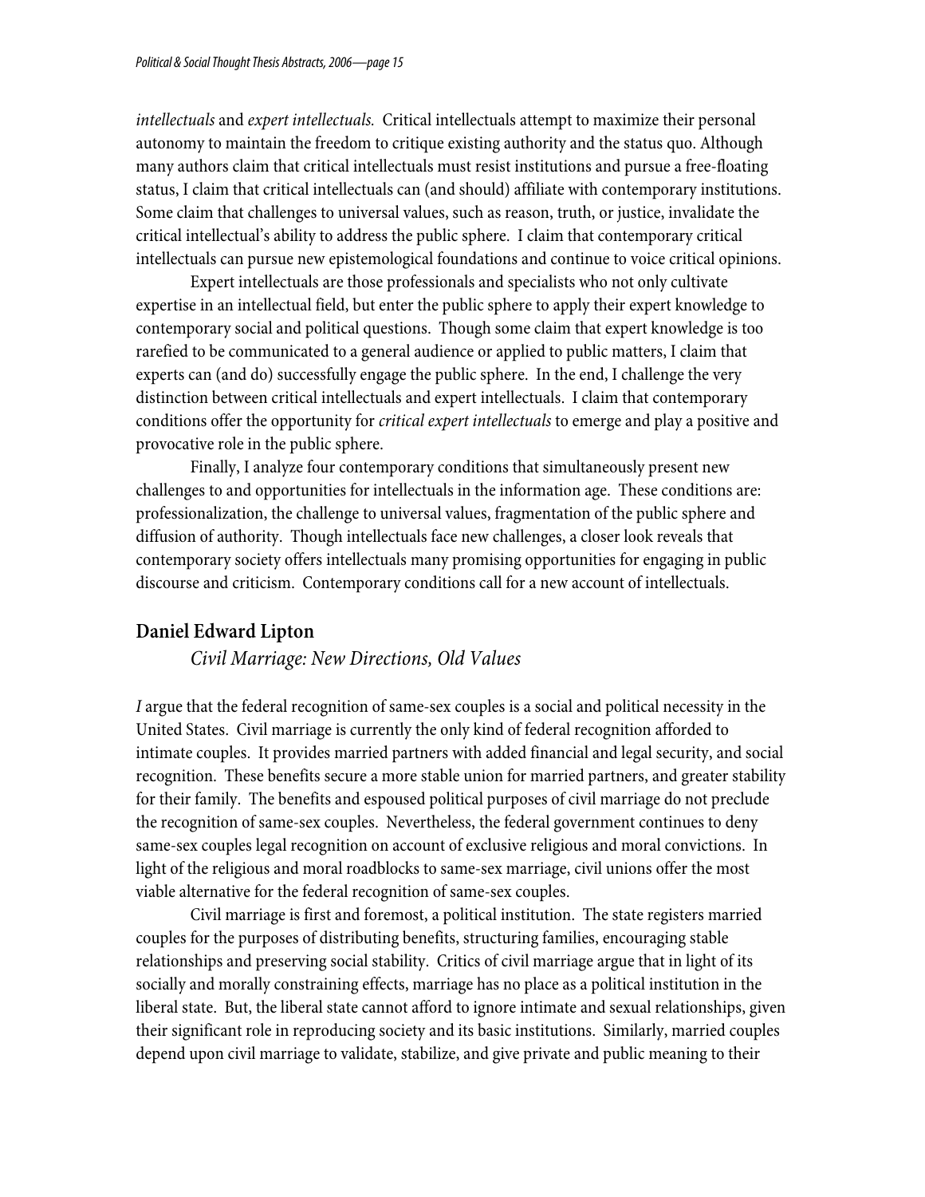*intellectuals* and *expert intellectuals.* Critical intellectuals attempt to maximize their personal autonomy to maintain the freedom to critique existing authority and the status quo. Although many authors claim that critical intellectuals must resist institutions and pursue a free-floating status, I claim that critical intellectuals can (and should) affiliate with contemporary institutions. Some claim that challenges to universal values, such as reason, truth, or justice, invalidate the critical intellectual's ability to address the public sphere. I claim that contemporary critical intellectuals can pursue new epistemological foundations and continue to voice critical opinions.

Expert intellectuals are those professionals and specialists who not only cultivate expertise in an intellectual field, but enter the public sphere to apply their expert knowledge to contemporary social and political questions. Though some claim that expert knowledge is too rarefied to be communicated to a general audience or applied to public matters, I claim that experts can (and do) successfully engage the public sphere. In the end, I challenge the very distinction between critical intellectuals and expert intellectuals. I claim that contemporary conditions offer the opportunity for *critical expert intellectuals* to emerge and play a positive and provocative role in the public sphere.

Finally, I analyze four contemporary conditions that simultaneously present new challenges to and opportunities for intellectuals in the information age. These conditions are: professionalization, the challenge to universal values, fragmentation of the public sphere and diffusion of authority. Though intellectuals face new challenges, a closer look reveals that contemporary society offers intellectuals many promising opportunities for engaging in public discourse and criticism. Contemporary conditions call for a new account of intellectuals.

## Daniel Edward Lipton

*Civil Marriage: New Directions, Old Values*

*I* argue that the federal recognition of same-sex couples is a social and political necessity in the United States. Civil marriage is currently the only kind of federal recognition afforded to intimate couples. It provides married partners with added financial and legal security, and social recognition. These benefits secure a more stable union for married partners, and greater stability for their family. The benefits and espoused political purposes of civil marriage do not preclude the recognition of same-sex couples. Nevertheless, the federal government continues to deny same-sex couples legal recognition on account of exclusive religious and moral convictions. In light of the religious and moral roadblocks to same-sex marriage, civil unions offer the most viable alternative for the federal recognition of same-sex couples.

Civil marriage is first and foremost, a political institution. The state registers married couples for the purposes of distributing benefits, structuring families, encouraging stable relationships and preserving social stability. Critics of civil marriage argue that in light of its socially and morally constraining effects, marriage has no place as a political institution in the liberal state. But, the liberal state cannot afford to ignore intimate and sexual relationships, given their significant role in reproducing society and its basic institutions. Similarly, married couples depend upon civil marriage to validate, stabilize, and give private and public meaning to their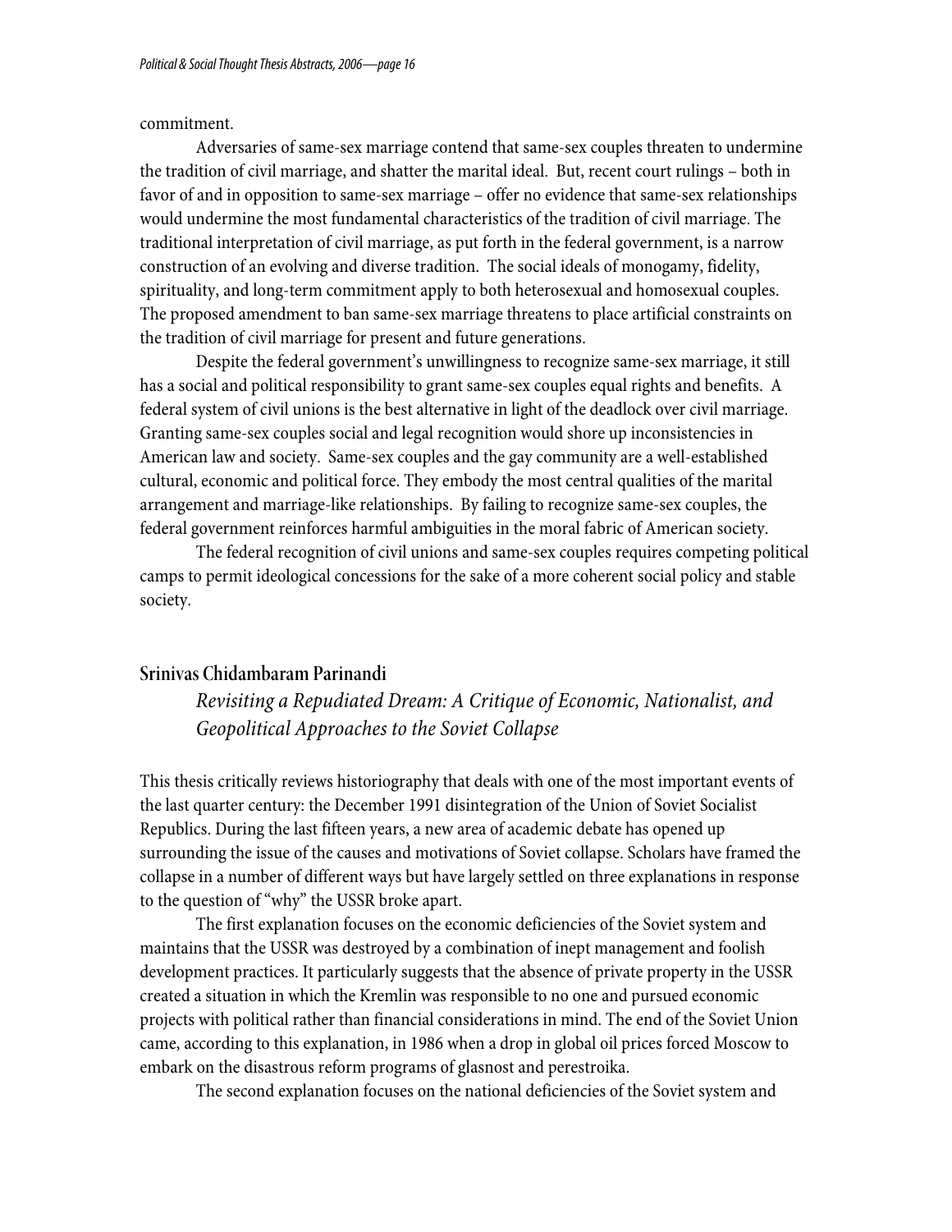commitment.

Adversaries of same-sex marriage contend that same-sex couples threaten to undermine the tradition of civil marriage, and shatter the marital ideal. But, recent court rulings – both in favor of and in opposition to same-sex marriage – offer no evidence that same-sex relationships would undermine the most fundamental characteristics of the tradition of civil marriage. The traditional interpretation of civil marriage, as put forth in the federal government, is a narrow construction of an evolving and diverse tradition. The social ideals of monogamy, fidelity, spirituality, and long-term commitment apply to both heterosexual and homosexual couples. The proposed amendment to ban same-sex marriage threatens to place artificial constraints on the tradition of civil marriage for present and future generations.

Despite the federal government's unwillingness to recognize same-sex marriage, it still has a social and political responsibility to grant same-sex couples equal rights and benefits. A federal system of civil unions is the best alternative in light of the deadlock over civil marriage. Granting same-sex couples social and legal recognition would shore up inconsistencies in American law and society. Same-sex couples and the gay community are a well-established cultural, economic and political force. They embody the most central qualities of the marital arrangement and marriage-like relationships. By failing to recognize same-sex couples, the federal government reinforces harmful ambiguities in the moral fabric of American society.

The federal recognition of civil unions and same-sex couples requires competing political camps to permit ideological concessions for the sake of a more coherent social policy and stable society.

## Srinivas Chidambaram Parinandi

*Revisiting a Repudiated Dream: A Critique of Economic, Nationalist, and Geopolitical Approaches to the Soviet Collapse*

This thesis critically reviews historiography that deals with one of the most important events of the last quarter century: the December 1991 disintegration of the Union of Soviet Socialist Republics. During the last fifteen years, a new area of academic debate has opened up surrounding the issue of the causes and motivations of Soviet collapse. Scholars have framed the collapse in a number of different ways but have largely settled on three explanations in response to the question of "why" the USSR broke apart.

The first explanation focuses on the economic deficiencies of the Soviet system and maintains that the USSR was destroyed by a combination of inept management and foolish development practices. It particularly suggests that the absence of private property in the USSR created a situation in which the Kremlin was responsible to no one and pursued economic projects with political rather than financial considerations in mind. The end of the Soviet Union came, according to this explanation, in 1986 when a drop in global oil prices forced Moscow to embark on the disastrous reform programs of glasnost and perestroika.

The second explanation focuses on the national deficiencies of the Soviet system and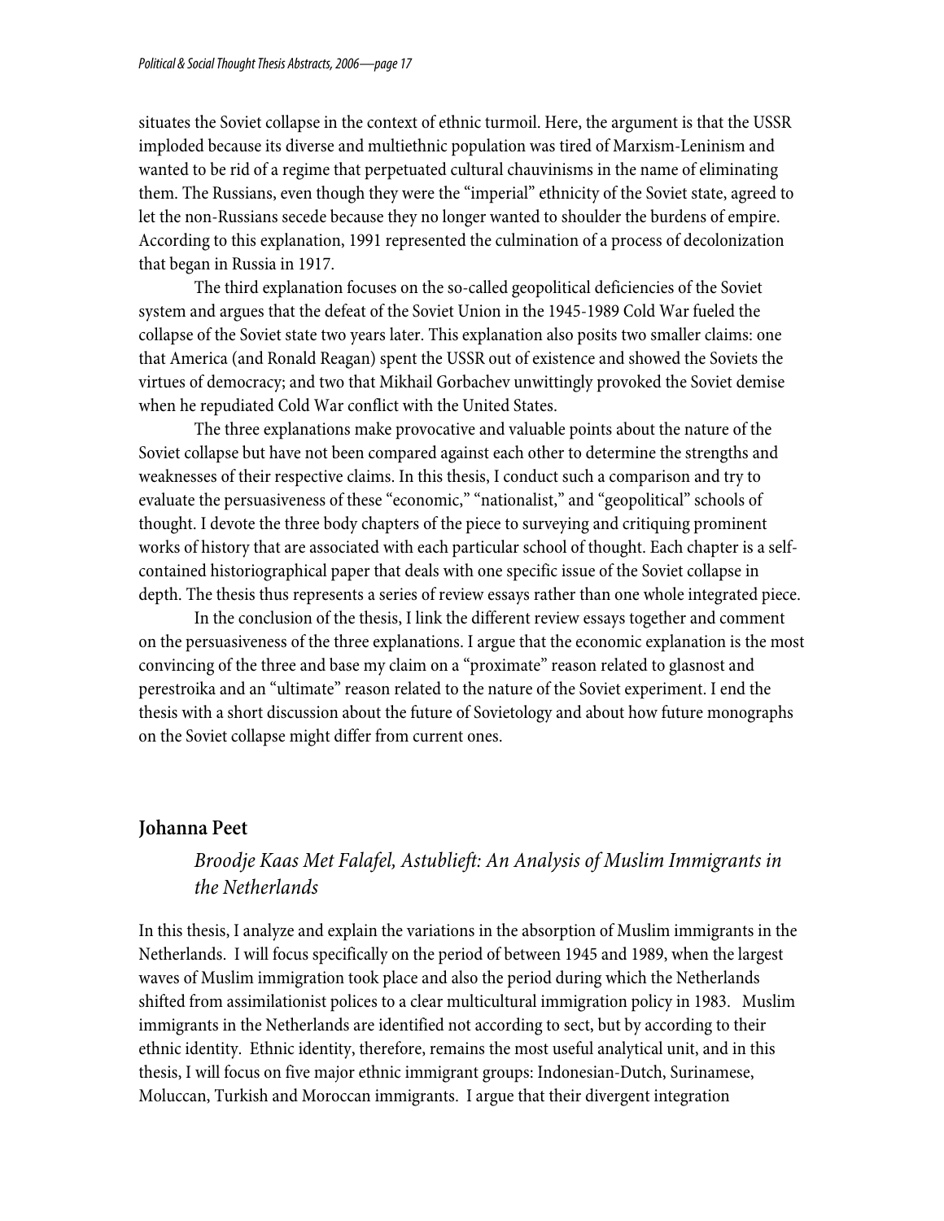situates the Soviet collapse in the context of ethnic turmoil. Here, the argument is that the USSR imploded because its diverse and multiethnic population was tired of Marxism-Leninism and wanted to be rid of a regime that perpetuated cultural chauvinisms in the name of eliminating them. The Russians, even though they were the "imperial" ethnicity of the Soviet state, agreed to let the non-Russians secede because they no longer wanted to shoulder the burdens of empire. According to this explanation, 1991 represented the culmination of a process of decolonization that began in Russia in 1917.

The third explanation focuses on the so-called geopolitical deficiencies of the Soviet system and argues that the defeat of the Soviet Union in the 1945-1989 Cold War fueled the collapse of the Soviet state two years later. This explanation also posits two smaller claims: one that America (and Ronald Reagan) spent the USSR out of existence and showed the Soviets the virtues of democracy; and two that Mikhail Gorbachev unwittingly provoked the Soviet demise when he repudiated Cold War conflict with the United States.

The three explanations make provocative and valuable points about the nature of the Soviet collapse but have not been compared against each other to determine the strengths and weaknesses of their respective claims. In this thesis, I conduct such a comparison and try to evaluate the persuasiveness of these "economic," "nationalist," and "geopolitical" schools of thought. I devote the three body chapters of the piece to surveying and critiquing prominent works of history that are associated with each particular school of thought. Each chapter is a self-contained historiographical paper that deals with one specific issue of the Soviet collapse in depth. The thesis thus represents a series of review essays rather than one whole integrated piece.

In the conclusion of the thesis, I link the different review essays together and comment on the persuasiveness of the three explanations. I argue that the economic explanation is the most convincing of the three and base my claim on a "proximate" reason related to glasnost and perestroika and an "ultimate" reason related to the nature of the Soviet experiment. I end the thesis with a short discussion about the future of Sovietology and about how future monographs on the Soviet collapse might differ from current ones.

## Johanna Peet

### *Broodje Kaas Met Falafel, Astublieft: An Analysis of Muslim Immigrants in the Netherlands*

In this thesis, I analyze and explain the variations in the absorption of Muslim immigrants in the Netherlands. I will focus specifically on the period of between 1945 and 1989, when the largest waves of Muslim immigration took place and also the period during which the Netherlands shifted from assimilationist polices to a clear multicultural immigration policy in 1983. Muslim immigrants in the Netherlands are identified not according to sect, but by according to their ethnic identity. Ethnic identity, therefore, remains the most useful analytical unit, and in this thesis, I will focus on five major ethnic immigrant groups: Indonesian-Dutch, Surinamese, Moluccan, Turkish and Moroccan immigrants. I argue that their divergent integration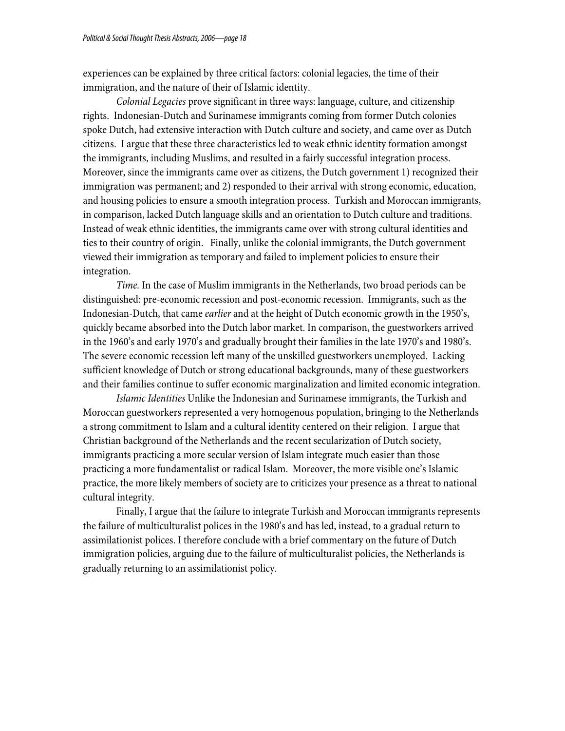experiences can be explained by three critical factors: colonial legacies, the time of their immigration, and the nature of their of Islamic identity.

*Colonial Legacies* prove significant in three ways: language, culture, and citizenship rights. Indonesian-Dutch and Surinamese immigrants coming from former Dutch colonies spoke Dutch, had extensive interaction with Dutch culture and society, and came over as Dutch citizens. I argue that these three characteristics led to weak ethnic identity formation amongst the immigrants, including Muslims, and resulted in a fairly successful integration process. Moreover, since the immigrants came over as citizens, the Dutch government 1) recognized their immigration was permanent; and 2) responded to their arrival with strong economic, education, and housing policies to ensure a smooth integration process. Turkish and Moroccan immigrants, in comparison, lacked Dutch language skills and an orientation to Dutch culture and traditions. Instead of weak ethnic identities, the immigrants came over with strong cultural identities and ties to their country of origin. Finally, unlike the colonial immigrants, the Dutch government viewed their immigration as temporary and failed to implement policies to ensure their integration.

*Time.* In the case of Muslim immigrants in the Netherlands, two broad periods can be distinguished: pre-economic recession and post-economic recession. Immigrants, such as the Indonesian-Dutch, that came *earlier* and at the height of Dutch economic growth in the 1950's, quickly became absorbed into the Dutch labor market. In comparison, the guestworkers arrived in the 1960's and early 1970's and gradually brought their families in the late 1970's and 1980's. The severe economic recession left many of the unskilled guestworkers unemployed. Lacking sufficient knowledge of Dutch or strong educational backgrounds, many of these guestworkers and their families continue to suffer economic marginalization and limited economic integration.

*Islamic Identities* Unlike the Indonesian and Surinamese immigrants, the Turkish and Moroccan guestworkers represented a very homogenous population, bringing to the Netherlands a strong commitment to Islam and a cultural identity centered on their religion. I argue that Christian background of the Netherlands and the recent secularization of Dutch society, immigrants practicing a more secular version of Islam integrate much easier than those practicing a more fundamentalist or radical Islam. Moreover, the more visible one's Islamic practice, the more likely members of society are to criticizes your presence as a threat to national cultural integrity.

Finally, I argue that the failure to integrate Turkish and Moroccan immigrants represents the failure of multiculturalist polices in the 1980's and has led, instead, to a gradual return to assimilationist polices. I therefore conclude with a brief commentary on the future of Dutch immigration policies, arguing due to the failure of multiculturalist policies, the Netherlands is gradually returning to an assimilationist policy.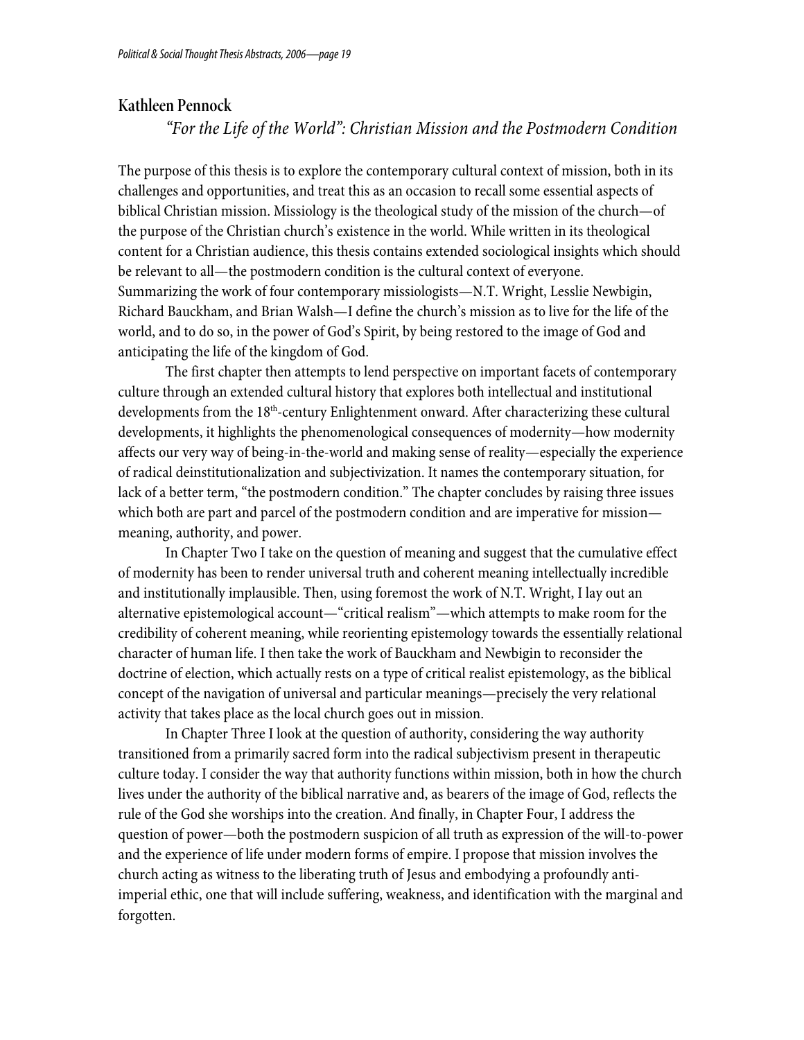### Kathleen Pennock

*"For the Life of the World": Christian Mission and the Postmodern Condition*

The purpose of this thesis is to explore the contemporary cultural context of mission, both in its challenges and opportunities, and treat this as an occasion to recall some essential aspects of biblical Christian mission. Missiology is the theological study of the mission of the church—of the purpose of the Christian church's existence in the world. While written in its theological content for a Christian audience, this thesis contains extended sociological insights which should be relevant to all—the postmodern condition is the cultural context of everyone. Summarizing the work of four contemporary missiologists—N.T. Wright, Lesslie Newbigin, Richard Bauckham, and Brian Walsh—I define the church's mission as to live for the life of the world, and to do so, in the power of God's Spirit, by being restored to the image of God and anticipating the life of the kingdom of God.

The first chapter then attempts to lend perspective on important facets of contemporary culture through an extended cultural history that explores both intellectual and institutional developments from the 18th-century Enlightenment onward. After characterizing these cultural developments, it highlights the phenomenological consequences of modernity—how modernity affects our very way of being-in-the-world and making sense of reality—especially the experience of radical deinstitutionalization and subjectivization. It names the contemporary situation, for lack of a better term, "the postmodern condition." The chapter concludes by raising three issues which both are part and parcel of the postmodern condition and are imperative for mission—meaning, authority, and power.

In Chapter Two I take on the question of meaning and suggest that the cumulative effect of modernity has been to render universal truth and coherent meaning intellectually incredible and institutionally implausible. Then, using foremost the work of N.T. Wright, I lay out an alternative epistemological account—"critical realism"—which attempts to make room for the credibility of coherent meaning, while reorienting epistemology towards the essentially relational character of human life. I then take the work of Bauckham and Newbigin to reconsider the doctrine of election, which actually rests on a type of critical realist epistemology, as the biblical concept of the navigation of universal and particular meanings—precisely the very relational activity that takes place as the local church goes out in mission.

In Chapter Three I look at the question of authority, considering the way authority transitioned from a primarily sacred form into the radical subjectivism present in therapeutic culture today. I consider the way that authority functions within mission, both in how the church lives under the authority of the biblical narrative and, as bearers of the image of God, reflects the rule of the God she worships into the creation. And finally, in Chapter Four, I address the question of power—both the postmodern suspicion of all truth as expression of the will-to-power and the experience of life under modern forms of empire. I propose that mission involves the church acting as witness to the liberating truth of Jesus and embodying a profoundly anti-imperial ethic, one that will include suffering, weakness, and identification with the marginal and forgotten.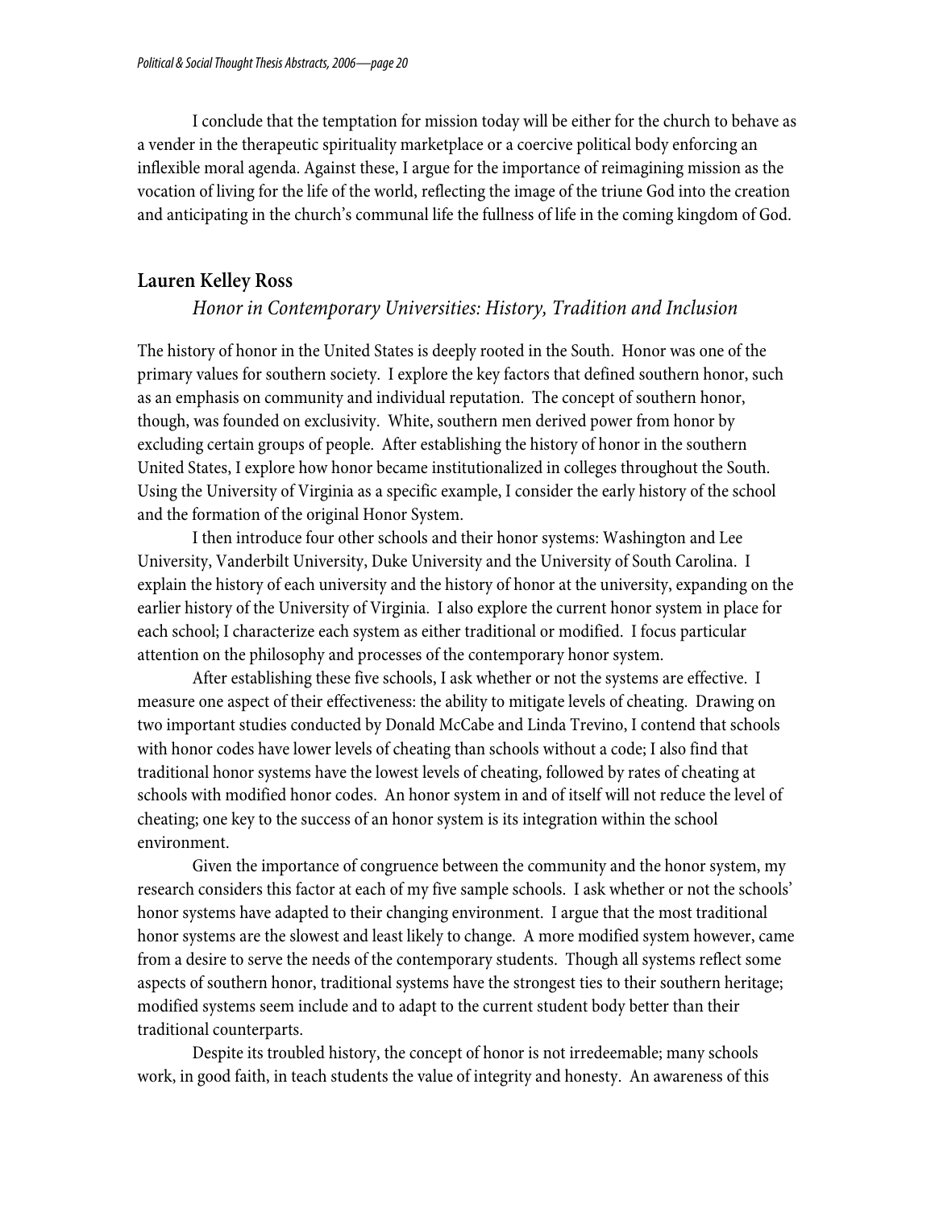I conclude that the temptation for mission today will be either for the church to behave as a vender in the therapeutic spirituality marketplace or a coercive political body enforcing an inflexible moral agenda. Against these, I argue for the importance of reimagining mission as the vocation of living for the life of the world, reflecting the image of the triune God into the creation and anticipating in the church's communal life the fullness of life in the coming kingdom of God.

### Lauren Kelley Ross

*Honor in Contemporary Universities: History, Tradition and Inclusion*

The history of honor in the United States is deeply rooted in the South. Honor was one of the primary values for southern society. I explore the key factors that defined southern honor, such as an emphasis on community and individual reputation. The concept of southern honor, though, was founded on exclusivity. White, southern men derived power from honor by excluding certain groups of people. After establishing the history of honor in the southern United States, I explore how honor became institutionalized in colleges throughout the South. Using the University of Virginia as a specific example, I consider the early history of the school and the formation of the original Honor System.

I then introduce four other schools and their honor systems: Washington and Lee University, Vanderbilt University, Duke University and the University of South Carolina. I explain the history of each university and the history of honor at the university, expanding on the earlier history of the University of Virginia. I also explore the current honor system in place for each school; I characterize each system as either traditional or modified. I focus particular attention on the philosophy and processes of the contemporary honor system.

After establishing these five schools, I ask whether or not the systems are effective. I measure one aspect of their effectiveness: the ability to mitigate levels of cheating. Drawing on two important studies conducted by Donald McCabe and Linda Trevino, I contend that schools with honor codes have lower levels of cheating than schools without a code; I also find that traditional honor systems have the lowest levels of cheating, followed by rates of cheating at schools with modified honor codes. An honor system in and of itself will not reduce the level of cheating; one key to the success of an honor system is its integration within the school environment.

Given the importance of congruence between the community and the honor system, my research considers this factor at each of my five sample schools. I ask whether or not the schools' honor systems have adapted to their changing environment. I argue that the most traditional honor systems are the slowest and least likely to change. A more modified system however, came from a desire to serve the needs of the contemporary students. Though all systems reflect some aspects of southern honor, traditional systems have the strongest ties to their southern heritage; modified systems seem include and to adapt to the current student body better than their traditional counterparts.

Despite its troubled history, the concept of honor is not irredeemable; many schools work, in good faith, in teach students the value of integrity and honesty. An awareness of this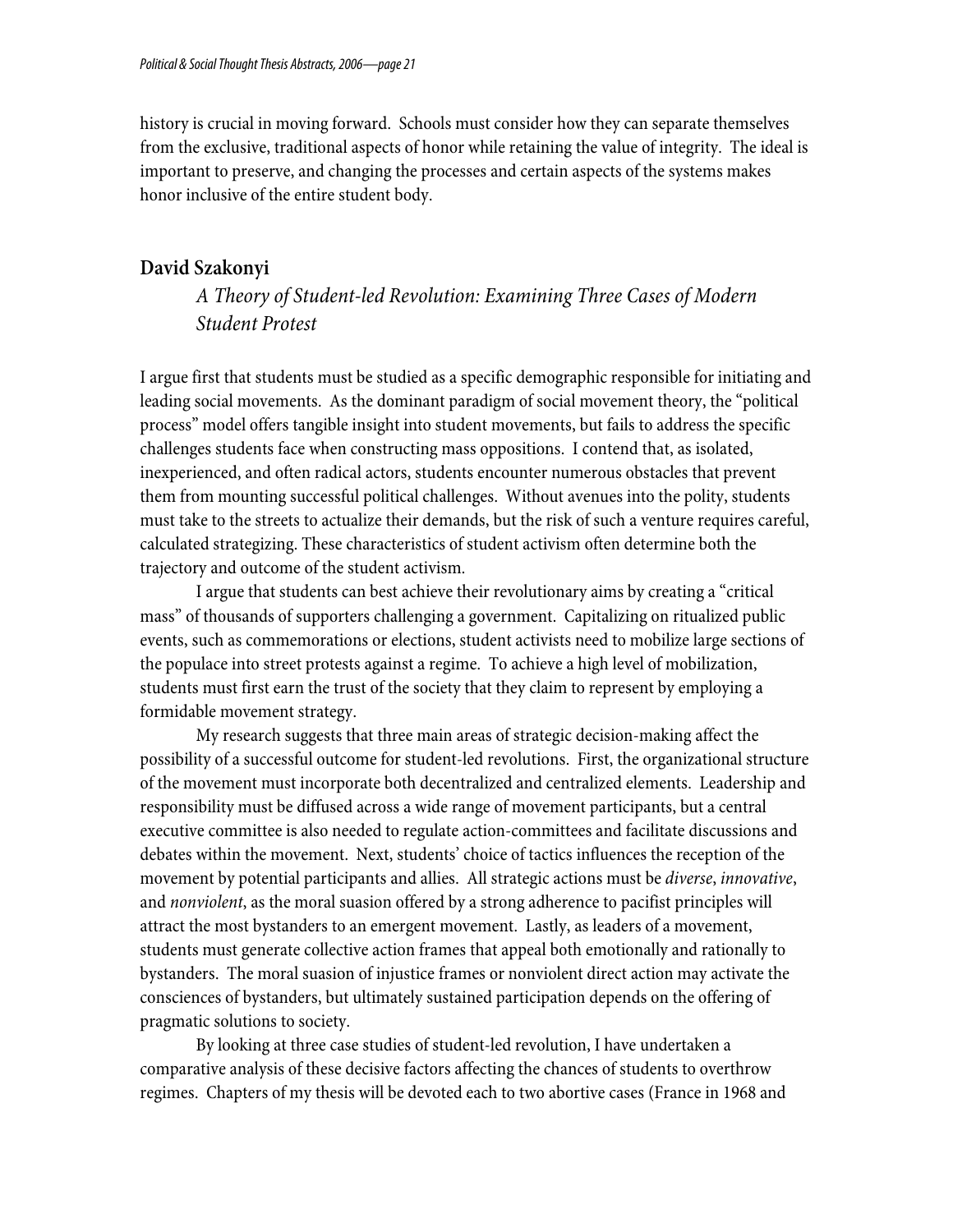history is crucial in moving forward. Schools must consider how they can separate themselves from the exclusive, traditional aspects of honor while retaining the value of integrity. The ideal is important to preserve, and changing the processes and certain aspects of the systems makes honor inclusive of the entire student body.

## David Szakonyi

*A Theory of Student-led Revolution: Examining Three Cases of Modern Student Protest*

I argue first that students must be studied as a specific demographic responsible for initiating and leading social movements. As the dominant paradigm of social movement theory, the "political process" model offers tangible insight into student movements, but fails to address the specific challenges students face when constructing mass oppositions. I contend that, as isolated, inexperienced, and often radical actors, students encounter numerous obstacles that prevent them from mounting successful political challenges. Without avenues into the polity, students must take to the streets to actualize their demands, but the risk of such a venture requires careful, calculated strategizing. These characteristics of student activism often determine both the trajectory and outcome of the student activism.

I argue that students can best achieve their revolutionary aims by creating a "critical mass" of thousands of supporters challenging a government. Capitalizing on ritualized public events, such as commemorations or elections, student activists need to mobilize large sections of the populace into street protests against a regime. To achieve a high level of mobilization, students must first earn the trust of the society that they claim to represent by employing a formidable movement strategy.

My research suggests that three main areas of strategic decision-making affect the possibility of a successful outcome for student-led revolutions. First, the organizational structure of the movement must incorporate both decentralized and centralized elements. Leadership and responsibility must be diffused across a wide range of movement participants, but a central executive committee is also needed to regulate action-committees and facilitate discussions and debates within the movement. Next, students' choice of tactics influences the reception of the movement by potential participants and allies. All strategic actions must be *diverse*, *innovative*, and *nonviolent*, as the moral suasion offered by a strong adherence to pacifist principles will attract the most bystanders to an emergent movement. Lastly, as leaders of a movement, students must generate collective action frames that appeal both emotionally and rationally to bystanders. The moral suasion of injustice frames or nonviolent direct action may activate the consciences of bystanders, but ultimately sustained participation depends on the offering of pragmatic solutions to society.

By looking at three case studies of student-led revolution, I have undertaken a comparative analysis of these decisive factors affecting the chances of students to overthrow regimes. Chapters of my thesis will be devoted each to two abortive cases (France in 1968 and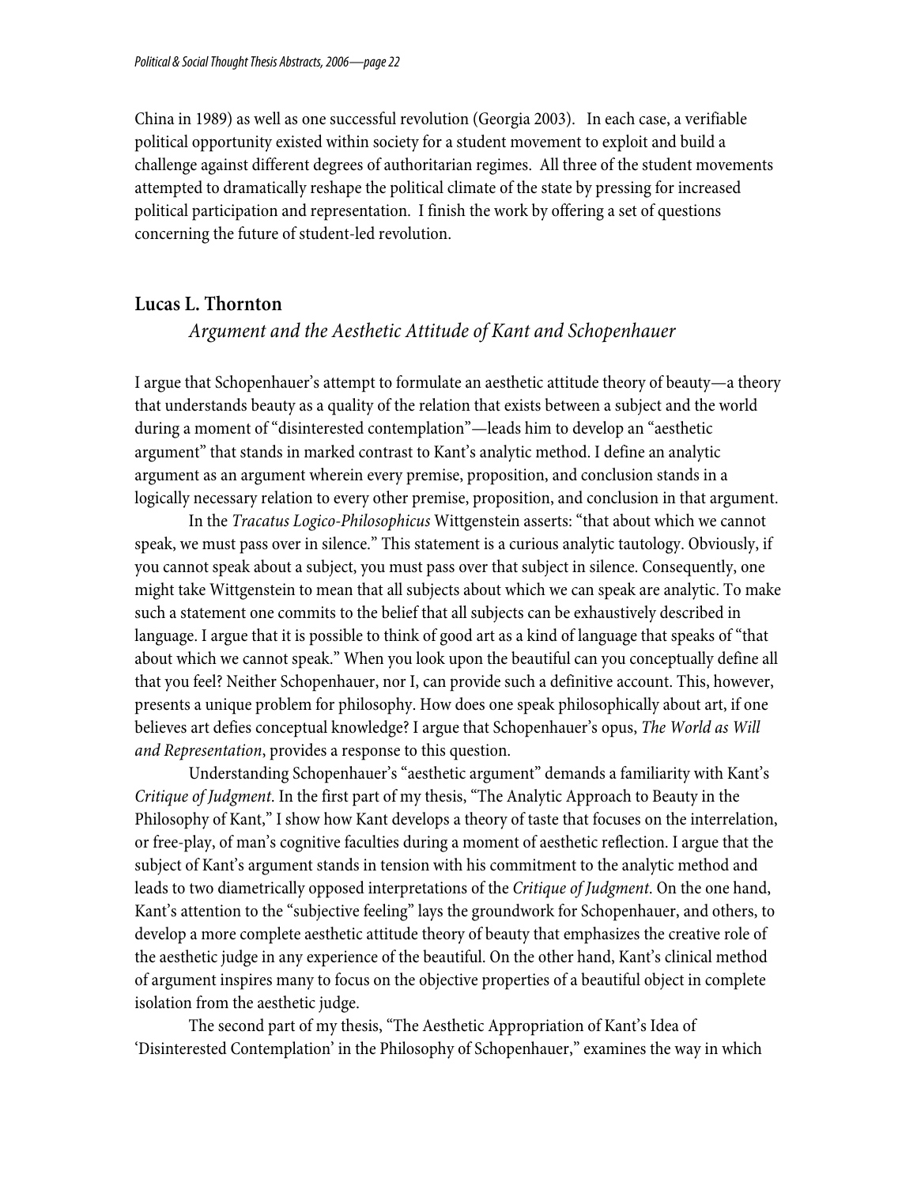China in 1989) as well as one successful revolution (Georgia 2003). In each case, a verifiable political opportunity existed within society for a student movement to exploit and build a challenge against different degrees of authoritarian regimes. All three of the student movements attempted to dramatically reshape the political climate of the state by pressing for increased political participation and representation. I finish the work by offering a set of questions concerning the future of student-led revolution.

## Lucas L. Thornton

### *Argument and the Aesthetic Attitude of Kant and Schopenhauer*

I argue that Schopenhauer's attempt to formulate an aesthetic attitude theory of beauty—a theory that understands beauty as a quality of the relation that exists between a subject and the world during a moment of "disinterested contemplation"—leads him to develop an "aesthetic argument" that stands in marked contrast to Kant's analytic method. I define an analytic argument as an argument wherein every premise, proposition, and conclusion stands in a logically necessary relation to every other premise, proposition, and conclusion in that argument.

In the *Tracatus Logico-Philosophicus* Wittgenstein asserts: "that about which we cannot speak, we must pass over in silence." This statement is a curious analytic tautology. Obviously, if you cannot speak about a subject, you must pass over that subject in silence. Consequently, one might take Wittgenstein to mean that all subjects about which we can speak are analytic. To make such a statement one commits to the belief that all subjects can be exhaustively described in language. I argue that it is possible to think of good art as a kind of language that speaks of "that about which we cannot speak." When you look upon the beautiful can you conceptually define all that you feel? Neither Schopenhauer, nor I, can provide such a definitive account. This, however, presents a unique problem for philosophy. How does one speak philosophically about art, if one believes art defies conceptual knowledge? I argue that Schopenhauer's opus, *The World as Will and Representation*, provides a response to this question.

Understanding Schopenhauer's "aesthetic argument" demands a familiarity with Kant's *Critique of Judgment*. In the first part of my thesis, "The Analytic Approach to Beauty in the Philosophy of Kant," I show how Kant develops a theory of taste that focuses on the interrelation, or free-play, of man's cognitive faculties during a moment of aesthetic reflection. I argue that the subject of Kant's argument stands in tension with his commitment to the analytic method and leads to two diametrically opposed interpretations of the *Critique of Judgment*. On the one hand, Kant's attention to the "subjective feeling" lays the groundwork for Schopenhauer, and others, to develop a more complete aesthetic attitude theory of beauty that emphasizes the creative role of the aesthetic judge in any experience of the beautiful. On the other hand, Kant's clinical method of argument inspires many to focus on the objective properties of a beautiful object in complete isolation from the aesthetic judge.

The second part of my thesis, "The Aesthetic Appropriation of Kant's Idea of 'Disinterested Contemplation' in the Philosophy of Schopenhauer," examines the way in which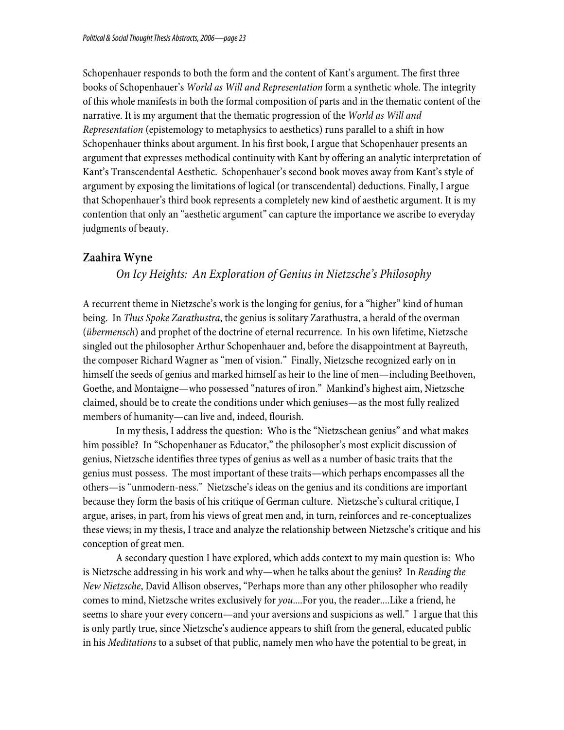Schopenhauer responds to both the form and the content of Kant's argument. The first three books of Schopenhauer's *World as Will and Representation* form a synthetic whole. The integrity of this whole manifests in both the formal composition of parts and in the thematic content of the narrative. It is my argument that the thematic progression of the *World as Will and Representation* (epistemology to metaphysics to aesthetics) runs parallel to a shift in how Schopenhauer thinks about argument. In his first book, I argue that Schopenhauer presents an argument that expresses methodical continuity with Kant by offering an analytic interpretation of Kant's Transcendental Aesthetic. Schopenhauer's second book moves away from Kant's style of argument by exposing the limitations of logical (or transcendental) deductions. Finally, I argue that Schopenhauer's third book represents a completely new kind of aesthetic argument. It is my contention that only an "aesthetic argument" can capture the importance we ascribe to everyday judgments of beauty.

## Zaahira Wyne

### *On Icy Heights: An Exploration of Genius in Nietzsche's Philosophy*

A recurrent theme in Nietzsche's work is the longing for genius, for a "higher" kind of human being. In *Thus Spoke Zarathustra*, the genius is solitary Zarathustra, a herald of the overman (*übermensch*) and prophet of the doctrine of eternal recurrence. In his own lifetime, Nietzsche singled out the philosopher Arthur Schopenhauer and, before the disappointment at Bayreuth, the composer Richard Wagner as "men of vision." Finally, Nietzsche recognized early on in himself the seeds of genius and marked himself as heir to the line of men—including Beethoven, Goethe, and Montaigne—who possessed "natures of iron." Mankind's highest aim, Nietzsche claimed, should be to create the conditions under which geniuses—as the most fully realized members of humanity—can live and, indeed, flourish.

In my thesis, I address the question: Who is the "Nietzschean genius" and what makes him possible? In "Schopenhauer as Educator," the philosopher's most explicit discussion of genius, Nietzsche identifies three types of genius as well as a number of basic traits that the genius must possess. The most important of these traits—which perhaps encompasses all the others—is "unmodern-ness." Nietzsche's ideas on the genius and its conditions are important because they form the basis of his critique of German culture. Nietzsche's cultural critique, I argue, arises, in part, from his views of great men and, in turn, reinforces and re-conceptualizes these views; in my thesis, I trace and analyze the relationship between Nietzsche's critique and his conception of great men.

A secondary question I have explored, which adds context to my main question is: Who is Nietzsche addressing in his work and why—when he talks about the genius? In *Reading the New Nietzsche*, David Allison observes, "Perhaps more than any other philosopher who readily comes to mind, Nietzsche writes exclusively for *you*....For you, the reader....Like a friend, he seems to share your every concern—and your aversions and suspicions as well." I argue that this is only partly true, since Nietzsche's audience appears to shift from the general, educated public in his *Meditations* to a subset of that public, namely men who have the potential to be great, in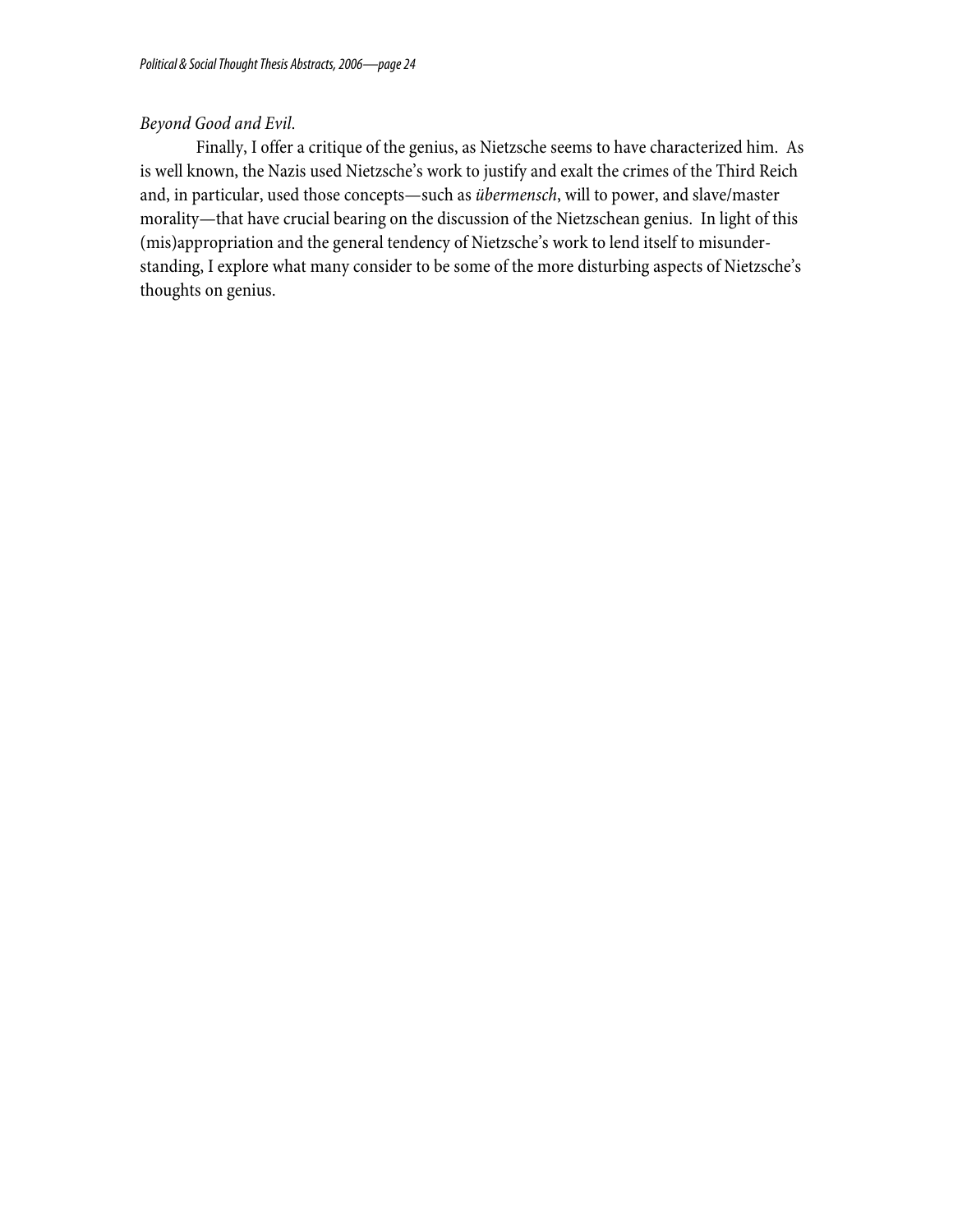*Beyond Good and Evil*.

Finally, I offer a critique of the genius, as Nietzsche seems to have characterized him. As is well known, the Nazis used Nietzsche's work to justify and exalt the crimes of the Third Reich and, in particular, used those concepts—such as *übermensch*, will to power, and slave/master morality—that have crucial bearing on the discussion of the Nietzschean genius. In light of this (mis)appropriation and the general tendency of Nietzsche's work to lend itself to misunderstanding, I explore what many consider to be some of the more disturbing aspects of Nietzsche's thoughts on genius.